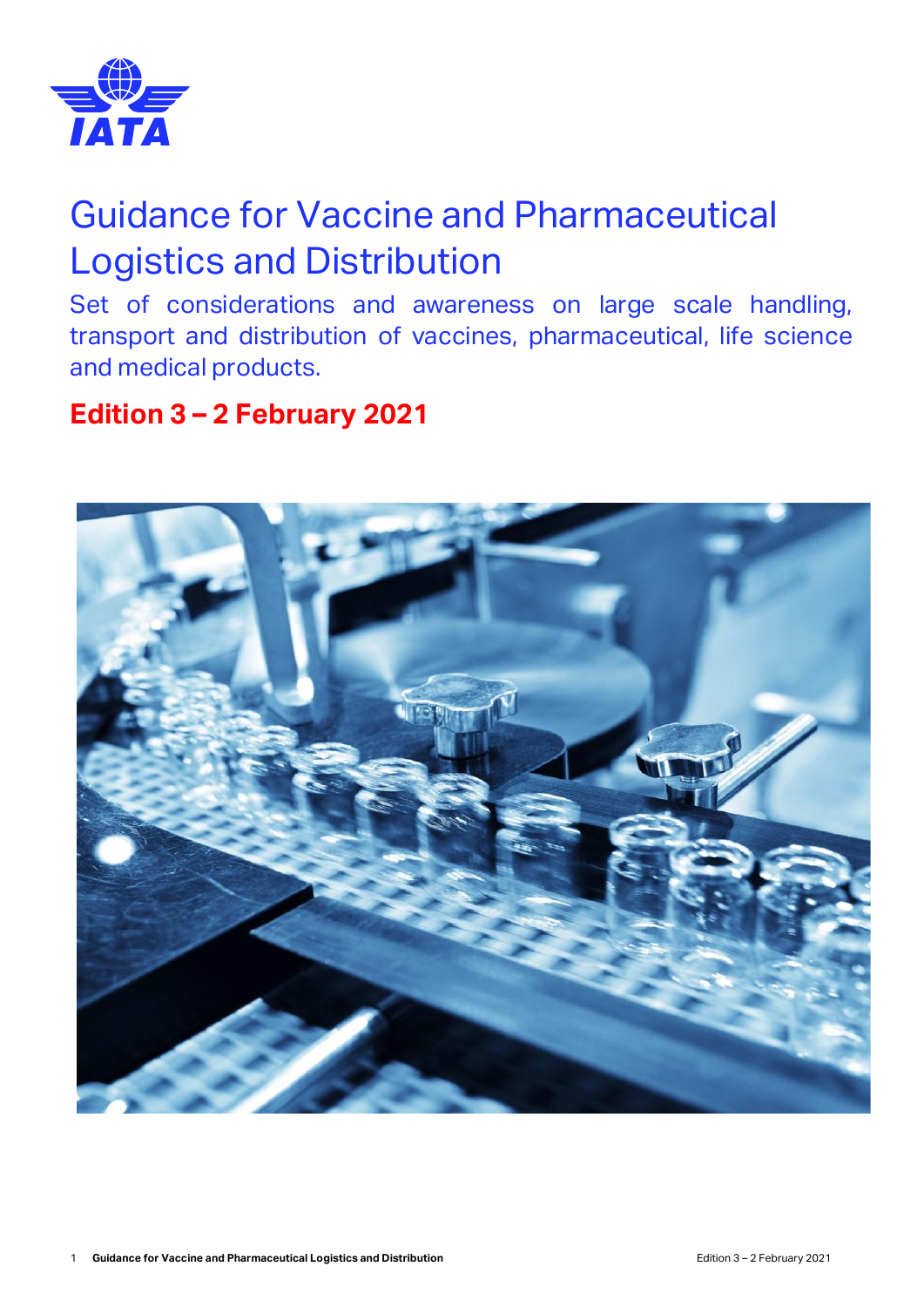# Guidance for Vaccine and Pharmaceutical Logistics and Distribution

Set of considerations and awareness on large scale handling, transport and distribution of vaccines, pharmaceutical, life science and medical products.

**Edition 3 – 2 February 2021**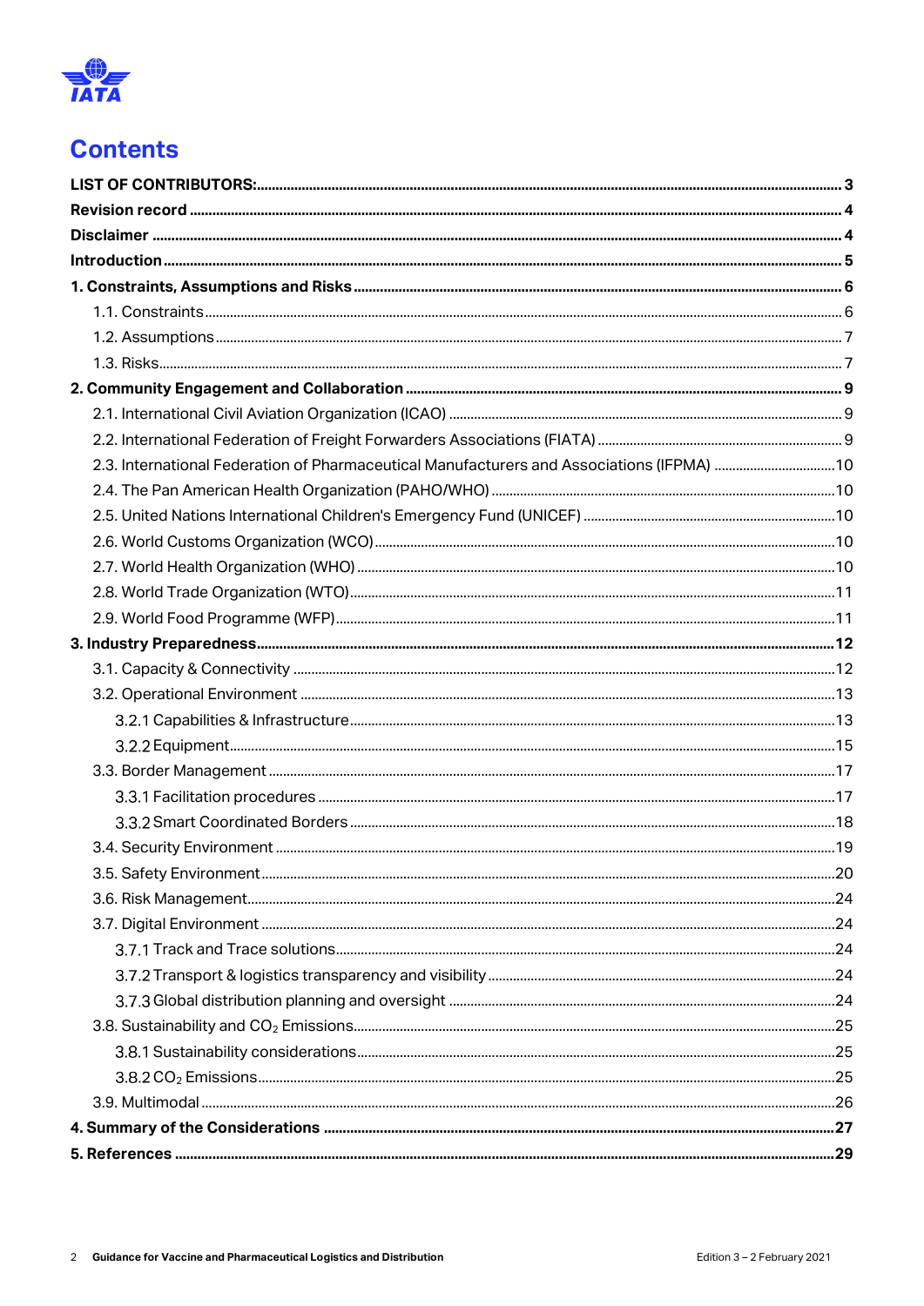# Contents

**LIST OF CONTRIBUTORS:** ........ **3**

**Revision record** ........ **4**

**Disclaimer** ........ **4**

**Introduction** ........ **5**

**1. Constraints, Assumptions and Risks** ........ **6**

- 1.1. Constraints ........ 6
- 1.2. Assumptions ........ 7
- 1.3. Risks ........ 7

**2. Community Engagement and Collaboration** ........ **9**

- 2.1. International Civil Aviation Organization (ICAO) ........ 9
- 2.2. International Federation of Freight Forwarders Associations (FIATA) ........ 9
- 2.3. International Federation of Pharmaceutical Manufacturers and Associations (IFPMA) ........ 10
- 2.4. The Pan American Health Organization (PAHO/WHO) ........ 10
- 2.5. United Nations International Children's Emergency Fund (UNICEF) ........ 10
- 2.6. World Customs Organization (WCO) ........ 10
- 2.7. World Health Organization (WHO) ........ 10
- 2.8. World Trade Organization (WTO) ........ 11
- 2.9. World Food Programme (WFP) ........ 11

**3. Industry Preparedness** ........ **12**

- 3.1. Capacity & Connectivity ........ 12
- 3.2. Operational Environment ........ 13
  - 3.2.1 Capabilities & Infrastructure ........ 13
  - 3.2.2 Equipment ........ 15
- 3.3. Border Management ........ 17
  - 3.3.1 Facilitation procedures ........ 17
  - 3.3.2 Smart Coordinated Borders ........ 18
- 3.4. Security Environment ........ 19
- 3.5. Safety Environment ........ 20
- 3.6. Risk Management ........ 24
- 3.7. Digital Environment ........ 24
  - 3.7.1 Track and Trace solutions ........ 24
  - 3.7.2 Transport & logistics transparency and visibility ........ 24
  - 3.7.3 Global distribution planning and oversight ........ 24
- 3.8. Sustainability and $CO_2$ Emissions ........ 25
  - 3.8.1 Sustainability considerations ........ 25
  - 3.8.2 $CO_2$ Emissions ........ 25
- 3.9. Multimodal ........ 26

**4. Summary of the Considerations** ........ **27**

**5. References** ........ **29**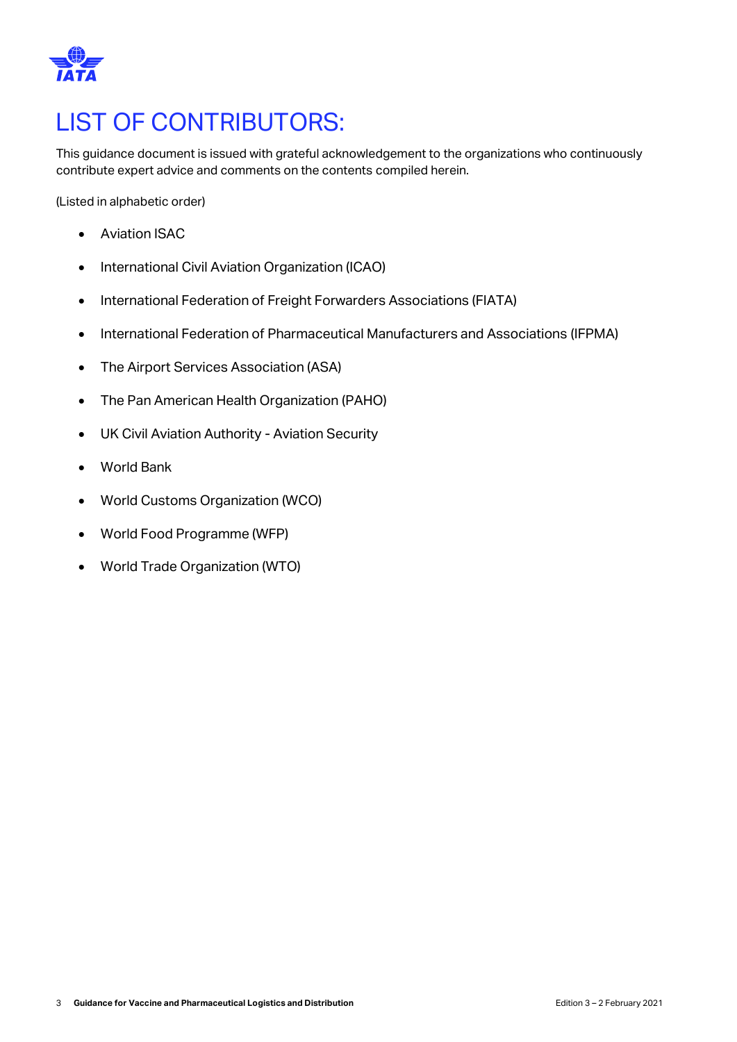# LIST OF CONTRIBUTORS:

This guidance document is issued with grateful acknowledgement to the organizations who continuously contribute expert advice and comments on the contents compiled herein.

(Listed in alphabetic order)

- Aviation ISAC
- International Civil Aviation Organization (ICAO)
- International Federation of Freight Forwarders Associations (FIATA)
- International Federation of Pharmaceutical Manufacturers and Associations (IFPMA)
- The Airport Services Association (ASA)
- The Pan American Health Organization (PAHO)
- UK Civil Aviation Authority - Aviation Security
- World Bank
- World Customs Organization (WCO)
- World Food Programme (WFP)
- World Trade Organization (WTO)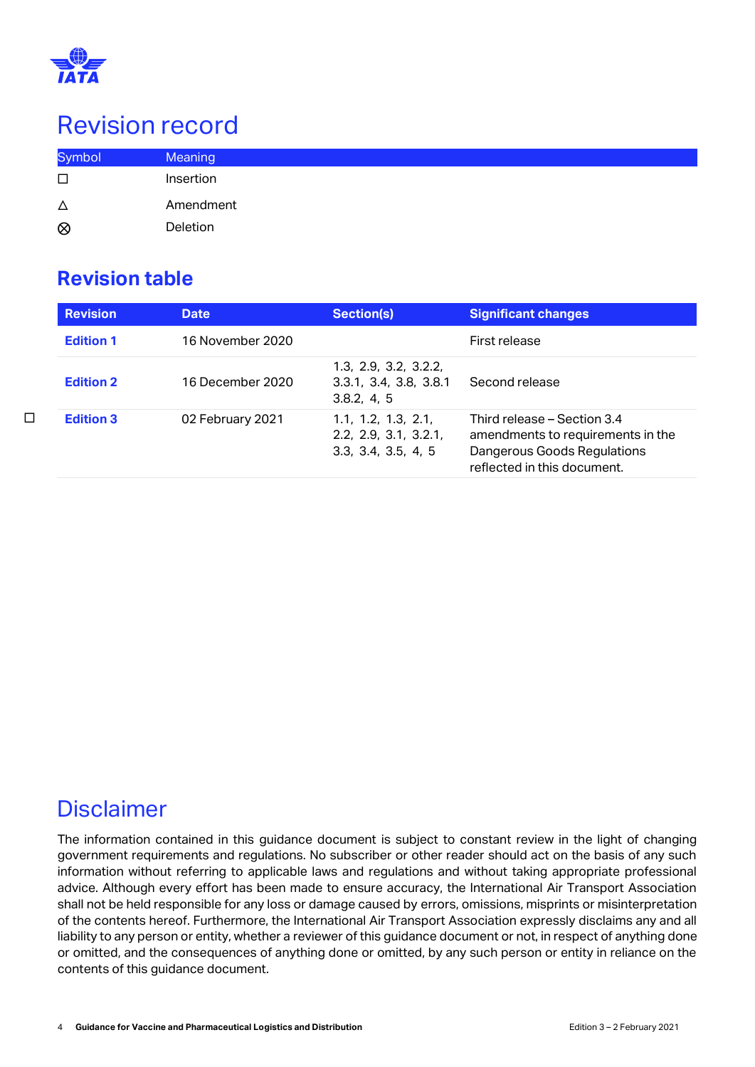# Revision record

| Symbol | Meaning |
|---|---|
| ☐ | Insertion |
| △ | Amendment |
| ⊗ | Deletion |

## Revision table

| Revision | Date | Section(s) | Significant changes |
|---|---|---|---|
| **Edition 1** | 16 November 2020 | | First release |
| **Edition 2** | 16 December 2020 | 1.3, 2.9, 3.2, 3.2.2, 3.3.1, 3.4, 3.8, 3.8.1 3.8.2, 4, 5 | Second release |
| ☐ **Edition 3** | 02 February 2021 | 1.1, 1.2, 1.3, 2.1, 2.2, 2.9, 3.1, 3.2.1, 3.3, 3.4, 3.5, 4, 5 | Third release – Section 3.4 amendments to requirements in the Dangerous Goods Regulations reflected in this document. |

# Disclaimer

The information contained in this guidance document is subject to constant review in the light of changing government requirements and regulations. No subscriber or other reader should act on the basis of any such information without referring to applicable laws and regulations and without taking appropriate professional advice. Although every effort has been made to ensure accuracy, the International Air Transport Association shall not be held responsible for any loss or damage caused by errors, omissions, misprints or misinterpretation of the contents hereof. Furthermore, the International Air Transport Association expressly disclaims any and all liability to any person or entity, whether a reviewer of this guidance document or not, in respect of anything done or omitted, and the consequences of anything done or omitted, by any such person or entity in reliance on the contents of this guidance document.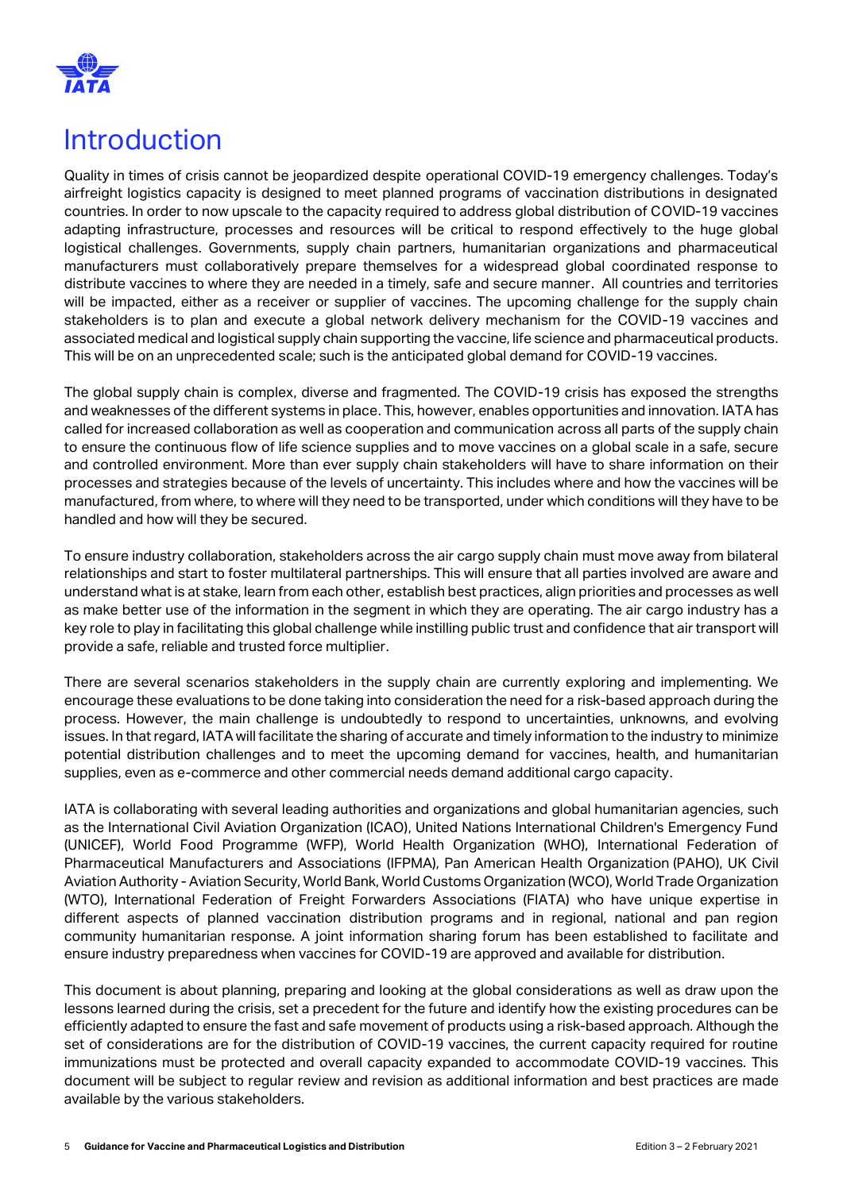# Introduction

Quality in times of crisis cannot be jeopardized despite operational COVID-19 emergency challenges. Today's airfreight logistics capacity is designed to meet planned programs of vaccination distributions in designated countries. In order to now upscale to the capacity required to address global distribution of COVID-19 vaccines adapting infrastructure, processes and resources will be critical to respond effectively to the huge global logistical challenges. Governments, supply chain partners, humanitarian organizations and pharmaceutical manufacturers must collaboratively prepare themselves for a widespread global coordinated response to distribute vaccines to where they are needed in a timely, safe and secure manner. All countries and territories will be impacted, either as a receiver or supplier of vaccines. The upcoming challenge for the supply chain stakeholders is to plan and execute a global network delivery mechanism for the COVID-19 vaccines and associated medical and logistical supply chain supporting the vaccine, life science and pharmaceutical products. This will be on an unprecedented scale; such is the anticipated global demand for COVID-19 vaccines.

The global supply chain is complex, diverse and fragmented. The COVID-19 crisis has exposed the strengths and weaknesses of the different systems in place. This, however, enables opportunities and innovation. IATA has called for increased collaboration as well as cooperation and communication across all parts of the supply chain to ensure the continuous flow of life science supplies and to move vaccines on a global scale in a safe, secure and controlled environment. More than ever supply chain stakeholders will have to share information on their processes and strategies because of the levels of uncertainty. This includes where and how the vaccines will be manufactured, from where, to where will they need to be transported, under which conditions will they have to be handled and how will they be secured.

To ensure industry collaboration, stakeholders across the air cargo supply chain must move away from bilateral relationships and start to foster multilateral partnerships. This will ensure that all parties involved are aware and understand what is at stake, learn from each other, establish best practices, align priorities and processes as well as make better use of the information in the segment in which they are operating. The air cargo industry has a key role to play in facilitating this global challenge while instilling public trust and confidence that air transport will provide a safe, reliable and trusted force multiplier.

There are several scenarios stakeholders in the supply chain are currently exploring and implementing. We encourage these evaluations to be done taking into consideration the need for a risk-based approach during the process. However, the main challenge is undoubtedly to respond to uncertainties, unknowns, and evolving issues. In that regard, IATA will facilitate the sharing of accurate and timely information to the industry to minimize potential distribution challenges and to meet the upcoming demand for vaccines, health, and humanitarian supplies, even as e-commerce and other commercial needs demand additional cargo capacity.

IATA is collaborating with several leading authorities and organizations and global humanitarian agencies, such as the International Civil Aviation Organization (ICAO), United Nations International Children's Emergency Fund (UNICEF), World Food Programme (WFP), World Health Organization (WHO), International Federation of Pharmaceutical Manufacturers and Associations (IFPMA), Pan American Health Organization (PAHO), UK Civil Aviation Authority - Aviation Security, World Bank, World Customs Organization (WCO), World Trade Organization (WTO), International Federation of Freight Forwarders Associations (FIATA) who have unique expertise in different aspects of planned vaccination distribution programs and in regional, national and pan region community humanitarian response. A joint information sharing forum has been established to facilitate and ensure industry preparedness when vaccines for COVID-19 are approved and available for distribution.

This document is about planning, preparing and looking at the global considerations as well as draw upon the lessons learned during the crisis, set a precedent for the future and identify how the existing procedures can be efficiently adapted to ensure the fast and safe movement of products using a risk-based approach. Although the set of considerations are for the distribution of COVID-19 vaccines, the current capacity required for routine immunizations must be protected and overall capacity expanded to accommodate COVID-19 vaccines. This document will be subject to regular review and revision as additional information and best practices are made available by the various stakeholders.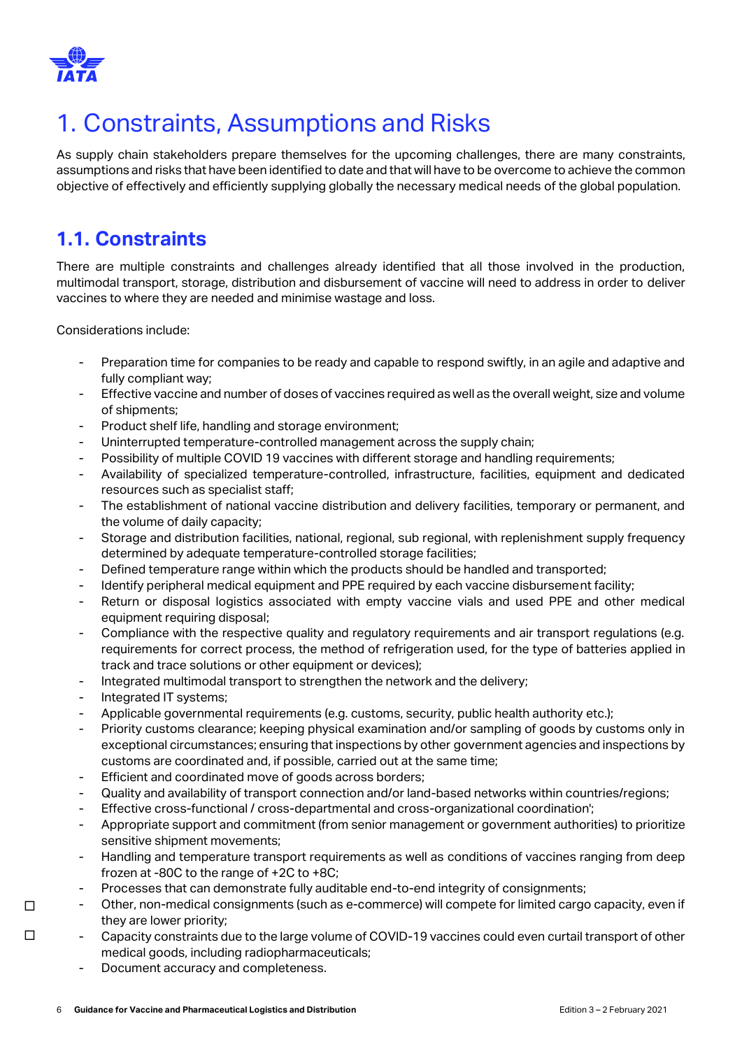# 1. Constraints, Assumptions and Risks

As supply chain stakeholders prepare themselves for the upcoming challenges, there are many constraints, assumptions and risks that have been identified to date and that will have to be overcome to achieve the common objective of effectively and efficiently supplying globally the necessary medical needs of the global population.

## 1.1. Constraints

There are multiple constraints and challenges already identified that all those involved in the production, multimodal transport, storage, distribution and disbursement of vaccine will need to address in order to deliver vaccines to where they are needed and minimise wastage and loss.

Considerations include:

- Preparation time for companies to be ready and capable to respond swiftly, in an agile and adaptive and fully compliant way;
- Effective vaccine and number of doses of vaccines required as well as the overall weight, size and volume of shipments;
- Product shelf life, handling and storage environment;
- Uninterrupted temperature-controlled management across the supply chain;
- Possibility of multiple COVID 19 vaccines with different storage and handling requirements;
- Availability of specialized temperature-controlled, infrastructure, facilities, equipment and dedicated resources such as specialist staff;
- The establishment of national vaccine distribution and delivery facilities, temporary or permanent, and the volume of daily capacity;
- Storage and distribution facilities, national, regional, sub regional, with replenishment supply frequency determined by adequate temperature-controlled storage facilities;
- Defined temperature range within which the products should be handled and transported;
- Identify peripheral medical equipment and PPE required by each vaccine disbursement facility;
- Return or disposal logistics associated with empty vaccine vials and used PPE and other medical equipment requiring disposal;
- Compliance with the respective quality and regulatory requirements and air transport regulations (e.g. requirements for correct process, the method of refrigeration used, for the type of batteries applied in track and trace solutions or other equipment or devices);
- Integrated multimodal transport to strengthen the network and the delivery;
- Integrated IT systems;
- Applicable governmental requirements (e.g. customs, security, public health authority etc.);
- Priority customs clearance; keeping physical examination and/or sampling of goods by customs only in exceptional circumstances; ensuring that inspections by other government agencies and inspections by customs are coordinated and, if possible, carried out at the same time;
- Efficient and coordinated move of goods across borders;
- Quality and availability of transport connection and/or land-based networks within countries/regions;
- Effective cross-functional / cross-departmental and cross-organizational coordination';
- Appropriate support and commitment (from senior management or government authorities) to prioritize sensitive shipment movements;
- Handling and temperature transport requirements as well as conditions of vaccines ranging from deep frozen at -80C to the range of +2C to +8C;
- Processes that can demonstrate fully auditable end-to-end integrity of consignments;
- Other, non-medical consignments (such as e-commerce) will compete for limited cargo capacity, even if they are lower priority;
- Capacity constraints due to the large volume of COVID-19 vaccines could even curtail transport of other medical goods, including radiopharmaceuticals;
- Document accuracy and completeness.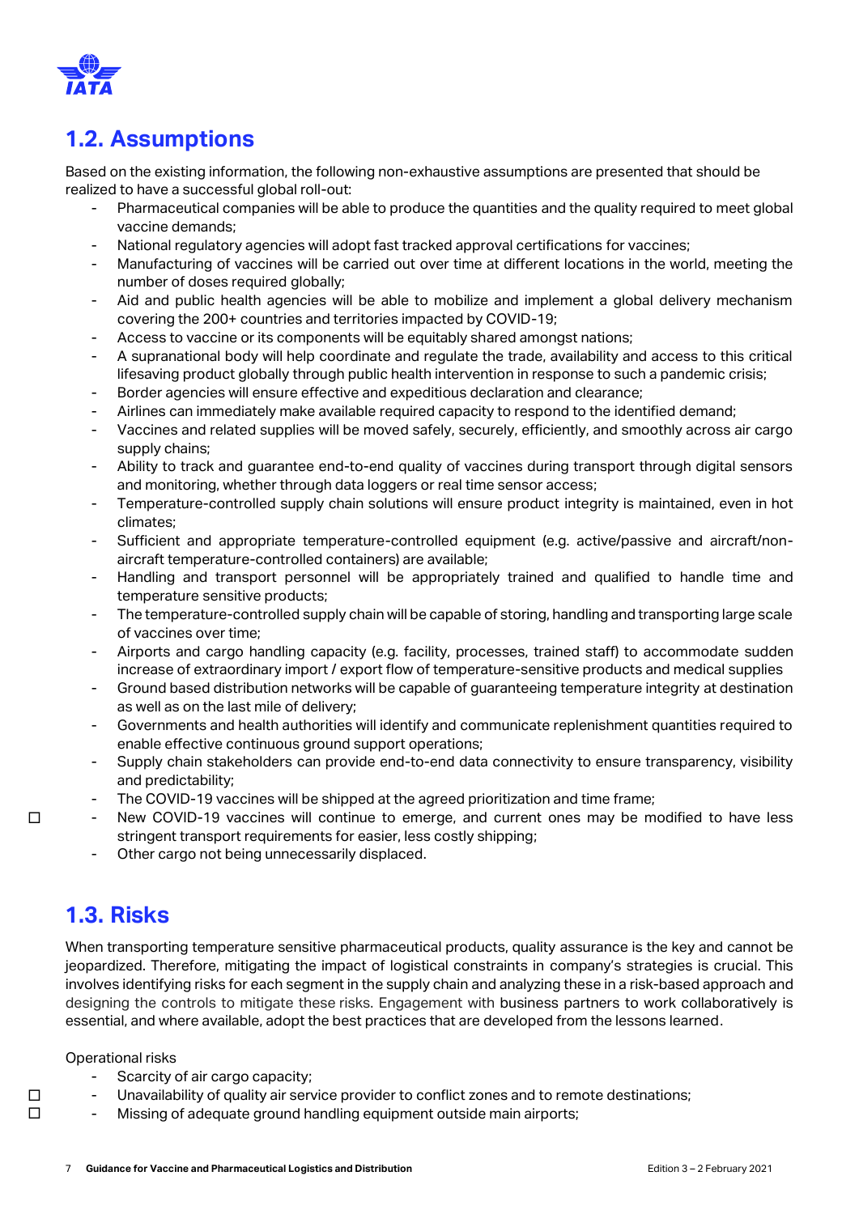## 1.2. Assumptions

Based on the existing information, the following non-exhaustive assumptions are presented that should be realized to have a successful global roll-out:

- Pharmaceutical companies will be able to produce the quantities and the quality required to meet global vaccine demands;
- National regulatory agencies will adopt fast tracked approval certifications for vaccines;
- Manufacturing of vaccines will be carried out over time at different locations in the world, meeting the number of doses required globally;
- Aid and public health agencies will be able to mobilize and implement a global delivery mechanism covering the 200+ countries and territories impacted by COVID-19;
- Access to vaccine or its components will be equitably shared amongst nations;
- A supranational body will help coordinate and regulate the trade, availability and access to this critical lifesaving product globally through public health intervention in response to such a pandemic crisis;
- Border agencies will ensure effective and expeditious declaration and clearance;
- Airlines can immediately make available required capacity to respond to the identified demand;
- Vaccines and related supplies will be moved safely, securely, efficiently, and smoothly across air cargo supply chains;
- Ability to track and guarantee end-to-end quality of vaccines during transport through digital sensors and monitoring, whether through data loggers or real time sensor access;
- Temperature-controlled supply chain solutions will ensure product integrity is maintained, even in hot climates;
- Sufficient and appropriate temperature-controlled equipment (e.g. active/passive and aircraft/non-aircraft temperature-controlled containers) are available;
- Handling and transport personnel will be appropriately trained and qualified to handle time and temperature sensitive products;
- The temperature-controlled supply chain will be capable of storing, handling and transporting large scale of vaccines over time;
- Airports and cargo handling capacity (e.g. facility, processes, trained staff) to accommodate sudden increase of extraordinary import / export flow of temperature-sensitive products and medical supplies
- Ground based distribution networks will be capable of guaranteeing temperature integrity at destination as well as on the last mile of delivery;
- Governments and health authorities will identify and communicate replenishment quantities required to enable effective continuous ground support operations;
- Supply chain stakeholders can provide end-to-end data connectivity to ensure transparency, visibility and predictability;
- The COVID-19 vaccines will be shipped at the agreed prioritization and time frame;
- New COVID-19 vaccines will continue to emerge, and current ones may be modified to have less stringent transport requirements for easier, less costly shipping;
- Other cargo not being unnecessarily displaced.

## 1.3. Risks

When transporting temperature sensitive pharmaceutical products, quality assurance is the key and cannot be jeopardized. Therefore, mitigating the impact of logistical constraints in company's strategies is crucial. This involves identifying risks for each segment in the supply chain and analyzing these in a risk-based approach and designing the controls to mitigate these risks. Engagement with business partners to work collaboratively is essential, and where available, adopt the best practices that are developed from the lessons learned.

Operational risks

- Scarcity of air cargo capacity;
- Unavailability of quality air service provider to conflict zones and to remote destinations;
- Missing of adequate ground handling equipment outside main airports;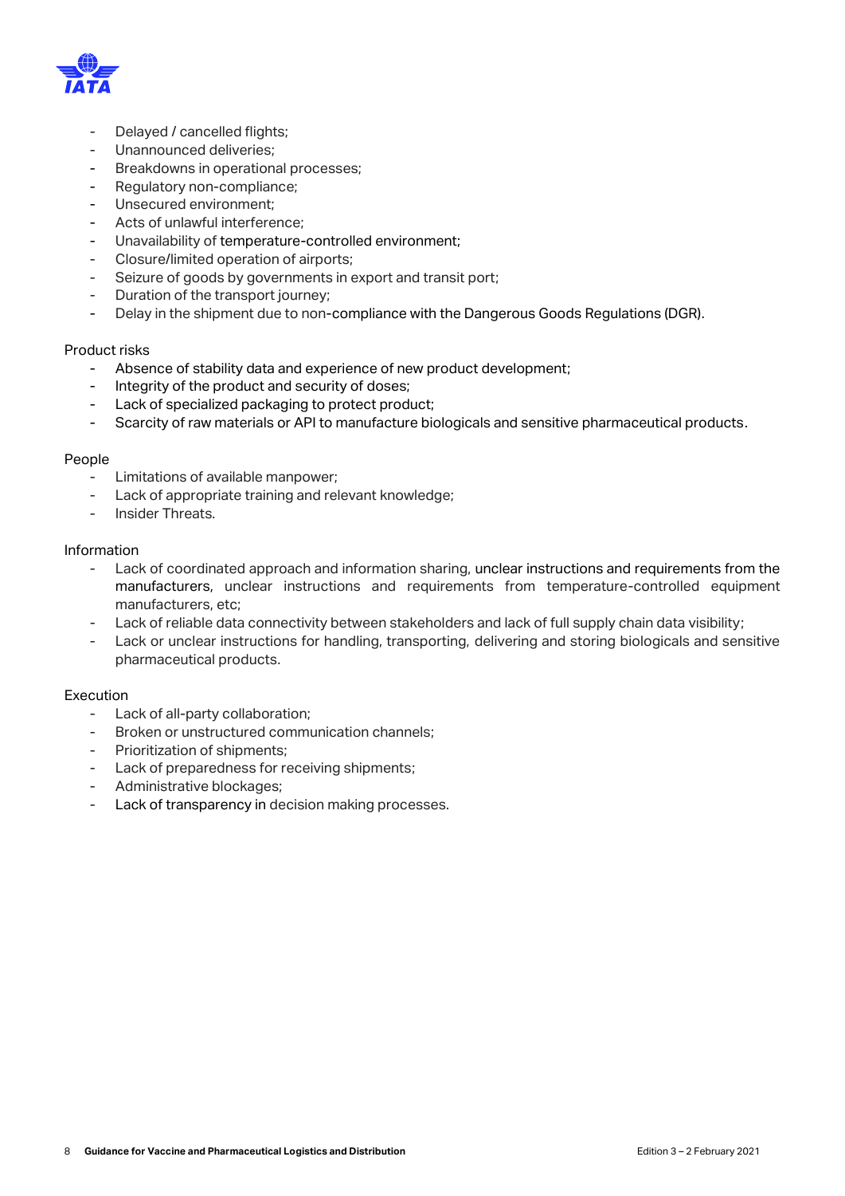- Delayed / cancelled flights;
- Unannounced deliveries;
- Breakdowns in operational processes;
- Regulatory non-compliance;
- Unsecured environment;
- Acts of unlawful interference;
- Unavailability of temperature-controlled environment;
- Closure/limited operation of airports;
- Seizure of goods by governments in export and transit port;
- Duration of the transport journey;
- Delay in the shipment due to non-compliance with the Dangerous Goods Regulations (DGR).

Product risks

- Absence of stability data and experience of new product development;
- Integrity of the product and security of doses;
- Lack of specialized packaging to protect product;
- Scarcity of raw materials or API to manufacture biologicals and sensitive pharmaceutical products.

People

- Limitations of available manpower;
- Lack of appropriate training and relevant knowledge;
- Insider Threats.

Information

- Lack of coordinated approach and information sharing, unclear instructions and requirements from the manufacturers, unclear instructions and requirements from temperature-controlled equipment manufacturers, etc;
- Lack of reliable data connectivity between stakeholders and lack of full supply chain data visibility;
- Lack or unclear instructions for handling, transporting, delivering and storing biologicals and sensitive pharmaceutical products.

Execution

- Lack of all-party collaboration;
- Broken or unstructured communication channels;
- Prioritization of shipments;
- Lack of preparedness for receiving shipments;
- Administrative blockages;
- Lack of transparency in decision making processes.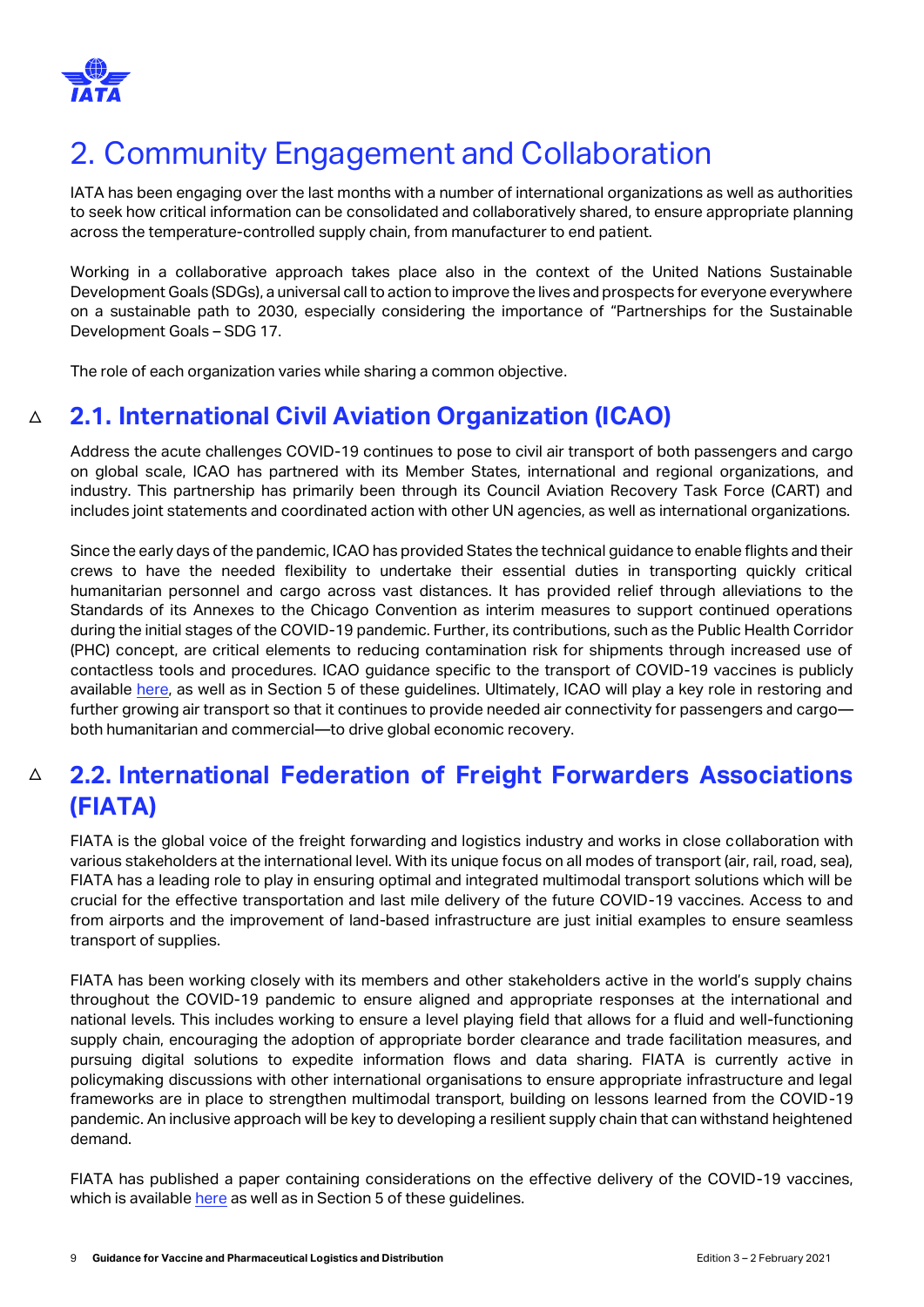# 2. Community Engagement and Collaboration

IATA has been engaging over the last months with a number of international organizations as well as authorities to seek how critical information can be consolidated and collaboratively shared, to ensure appropriate planning across the temperature-controlled supply chain, from manufacturer to end patient.

Working in a collaborative approach takes place also in the context of the United Nations Sustainable Development Goals (SDGs), a universal call to action to improve the lives and prospects for everyone everywhere on a sustainable path to 2030, especially considering the importance of "Partnerships for the Sustainable Development Goals – SDG 17.

The role of each organization varies while sharing a common objective.

## △ 2.1. International Civil Aviation Organization (ICAO)

Address the acute challenges COVID-19 continues to pose to civil air transport of both passengers and cargo on global scale, ICAO has partnered with its Member States, international and regional organizations, and industry. This partnership has primarily been through its Council Aviation Recovery Task Force (CART) and includes joint statements and coordinated action with other UN agencies, as well as international organizations.

Since the early days of the pandemic, ICAO has provided States the technical guidance to enable flights and their crews to have the needed flexibility to undertake their essential duties in transporting quickly critical humanitarian personnel and cargo across vast distances. It has provided relief through alleviations to the Standards of its Annexes to the Chicago Convention as interim measures to support continued operations during the initial stages of the COVID-19 pandemic. Further, its contributions, such as the Public Health Corridor (PHC) concept, are critical elements to reducing contamination risk for shipments through increased use of contactless tools and procedures. ICAO guidance specific to the transport of COVID-19 vaccines is publicly available here, as well as in Section 5 of these guidelines. Ultimately, ICAO will play a key role in restoring and further growing air transport so that it continues to provide needed air connectivity for passengers and cargo—both humanitarian and commercial—to drive global economic recovery.

## △ 2.2. International Federation of Freight Forwarders Associations (FIATA)

FIATA is the global voice of the freight forwarding and logistics industry and works in close collaboration with various stakeholders at the international level. With its unique focus on all modes of transport (air, rail, road, sea), FIATA has a leading role to play in ensuring optimal and integrated multimodal transport solutions which will be crucial for the effective transportation and last mile delivery of the future COVID-19 vaccines. Access to and from airports and the improvement of land-based infrastructure are just initial examples to ensure seamless transport of supplies.

FIATA has been working closely with its members and other stakeholders active in the world's supply chains throughout the COVID-19 pandemic to ensure aligned and appropriate responses at the international and national levels. This includes working to ensure a level playing field that allows for a fluid and well-functioning supply chain, encouraging the adoption of appropriate border clearance and trade facilitation measures, and pursuing digital solutions to expedite information flows and data sharing. FIATA is currently active in policymaking discussions with other international organisations to ensure appropriate infrastructure and legal frameworks are in place to strengthen multimodal transport, building on lessons learned from the COVID-19 pandemic. An inclusive approach will be key to developing a resilient supply chain that can withstand heightened demand.

FIATA has published a paper containing considerations on the effective delivery of the COVID-19 vaccines, which is available here as well as in Section 5 of these guidelines.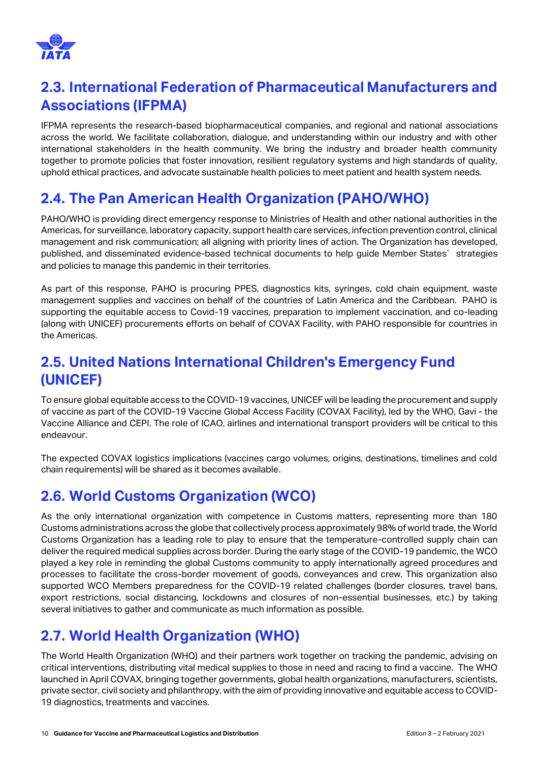## 2.3. International Federation of Pharmaceutical Manufacturers and Associations (IFPMA)

IFPMA represents the research-based biopharmaceutical companies, and regional and national associations across the world. We facilitate collaboration, dialogue, and understanding within our industry and with other international stakeholders in the health community. We bring the industry and broader health community together to promote policies that foster innovation, resilient regulatory systems and high standards of quality, uphold ethical practices, and advocate sustainable health policies to meet patient and health system needs.

## 2.4. The Pan American Health Organization (PAHO/WHO)

PAHO/WHO is providing direct emergency response to Ministries of Health and other national authorities in the Americas, for surveillance, laboratory capacity, support health care services, infection prevention control, clinical management and risk communication; all aligning with priority lines of action. The Organization has developed, published, and disseminated evidence-based technical documents to help guide Member States' strategies and policies to manage this pandemic in their territories.

As part of this response, PAHO is procuring PPES, diagnostics kits, syringes, cold chain equipment, waste management supplies and vaccines on behalf of the countries of Latin America and the Caribbean. PAHO is supporting the equitable access to Covid-19 vaccines, preparation to implement vaccination, and co-leading (along with UNICEF) procurements efforts on behalf of COVAX Facility, with PAHO responsible for countries in the Americas.

## 2.5. United Nations International Children's Emergency Fund (UNICEF)

To ensure global equitable access to the COVID-19 vaccines, UNICEF will be leading the procurement and supply of vaccine as part of the COVID-19 Vaccine Global Access Facility (COVAX Facility), led by the WHO, Gavi - the Vaccine Alliance and CEPI. The role of ICAO, airlines and international transport providers will be critical to this endeavour.

The expected COVAX logistics implications (vaccines cargo volumes, origins, destinations, timelines and cold chain requirements) will be shared as it becomes available.

## 2.6. World Customs Organization (WCO)

As the only international organization with competence in Customs matters, representing more than 180 Customs administrations across the globe that collectively process approximately 98% of world trade, the World Customs Organization has a leading role to play to ensure that the temperature-controlled supply chain can deliver the required medical supplies across border. During the early stage of the COVID-19 pandemic, the WCO played a key role in reminding the global Customs community to apply internationally agreed procedures and processes to facilitate the cross-border movement of goods, conveyances and crew. This organization also supported WCO Members preparedness for the COVID-19 related challenges (border closures, travel bans, export restrictions, social distancing, lockdowns and closures of non-essential businesses, etc.) by taking several initiatives to gather and communicate as much information as possible.

## 2.7. World Health Organization (WHO)

The World Health Organization (WHO) and their partners work together on tracking the pandemic, advising on critical interventions, distributing vital medical supplies to those in need and racing to find a vaccine. The WHO launched in April COVAX, bringing together governments, global health organizations, manufacturers, scientists, private sector, civil society and philanthropy, with the aim of providing innovative and equitable access to COVID-19 diagnostics, treatments and vaccines.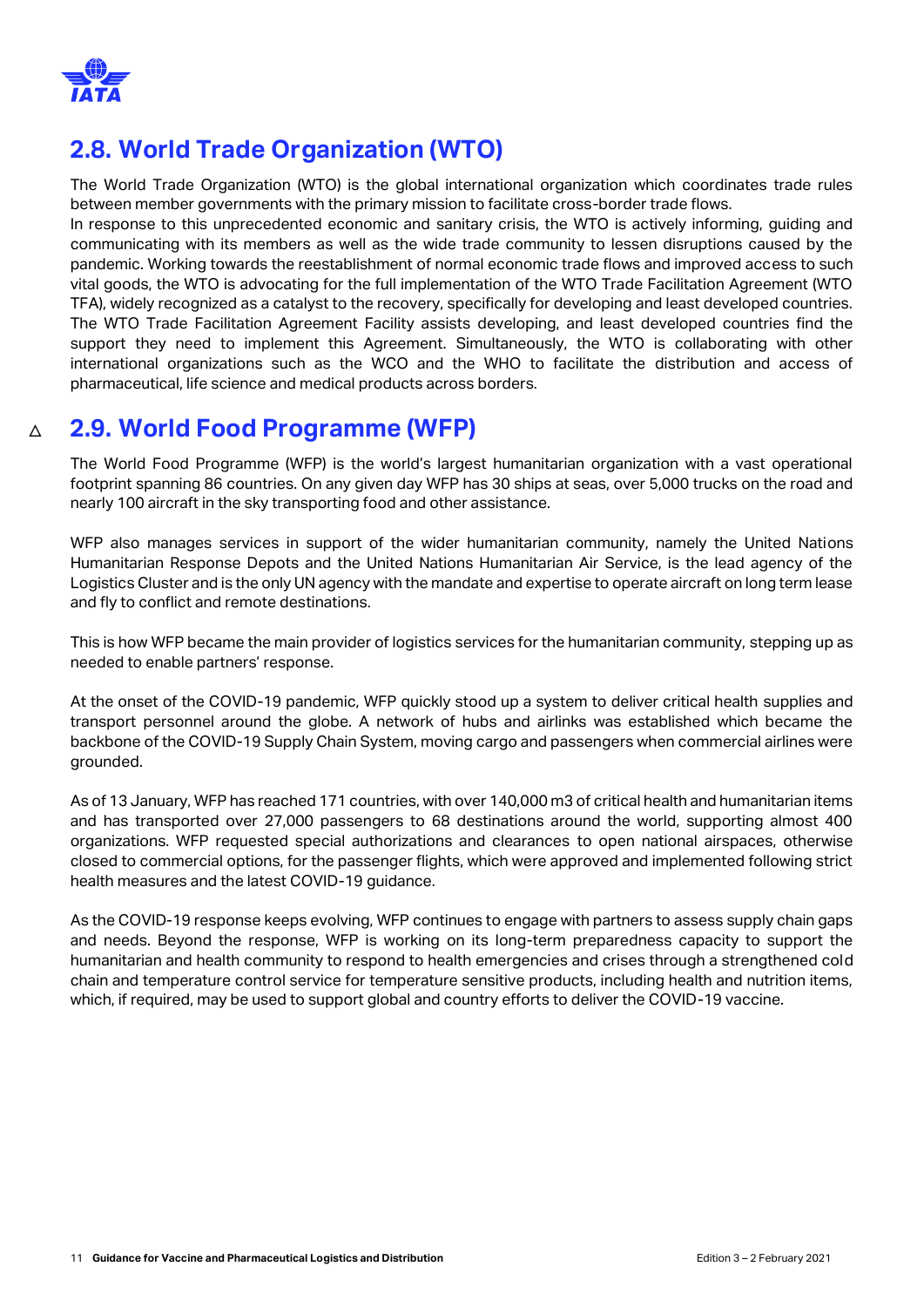## 2.8. World Trade Organization (WTO)

The World Trade Organization (WTO) is the global international organization which coordinates trade rules between member governments with the primary mission to facilitate cross-border trade flows.
In response to this unprecedented economic and sanitary crisis, the WTO is actively informing, guiding and communicating with its members as well as the wide trade community to lessen disruptions caused by the pandemic. Working towards the reestablishment of normal economic trade flows and improved access to such vital goods, the WTO is advocating for the full implementation of the WTO Trade Facilitation Agreement (WTO TFA), widely recognized as a catalyst to the recovery, specifically for developing and least developed countries. The WTO Trade Facilitation Agreement Facility assists developing, and least developed countries find the support they need to implement this Agreement. Simultaneously, the WTO is collaborating with other international organizations such as the WCO and the WHO to facilitate the distribution and access of pharmaceutical, life science and medical products across borders.

## △ 2.9. World Food Programme (WFP)

The World Food Programme (WFP) is the world's largest humanitarian organization with a vast operational footprint spanning 86 countries. On any given day WFP has 30 ships at seas, over 5,000 trucks on the road and nearly 100 aircraft in the sky transporting food and other assistance.

WFP also manages services in support of the wider humanitarian community, namely the United Nations Humanitarian Response Depots and the United Nations Humanitarian Air Service, is the lead agency of the Logistics Cluster and is the only UN agency with the mandate and expertise to operate aircraft on long term lease and fly to conflict and remote destinations.

This is how WFP became the main provider of logistics services for the humanitarian community, stepping up as needed to enable partners' response.

At the onset of the COVID-19 pandemic, WFP quickly stood up a system to deliver critical health supplies and transport personnel around the globe. A network of hubs and airlinks was established which became the backbone of the COVID-19 Supply Chain System, moving cargo and passengers when commercial airlines were grounded.

As of 13 January, WFP has reached 171 countries, with over 140,000 m3 of critical health and humanitarian items and has transported over 27,000 passengers to 68 destinations around the world, supporting almost 400 organizations. WFP requested special authorizations and clearances to open national airspaces, otherwise closed to commercial options, for the passenger flights, which were approved and implemented following strict health measures and the latest COVID-19 guidance.

As the COVID-19 response keeps evolving, WFP continues to engage with partners to assess supply chain gaps and needs. Beyond the response, WFP is working on its long-term preparedness capacity to support the humanitarian and health community to respond to health emergencies and crises through a strengthened cold chain and temperature control service for temperature sensitive products, including health and nutrition items, which, if required, may be used to support global and country efforts to deliver the COVID-19 vaccine.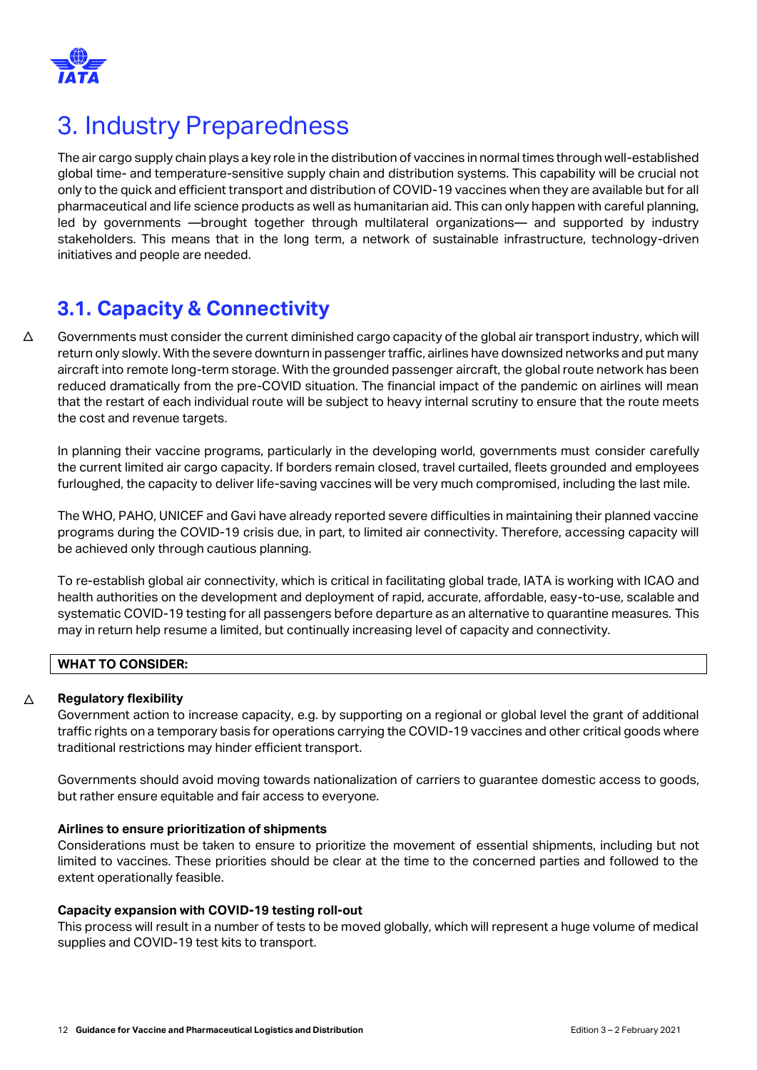# 3. Industry Preparedness

The air cargo supply chain plays a key role in the distribution of vaccines in normal times through well-established global time- and temperature-sensitive supply chain and distribution systems. This capability will be crucial not only to the quick and efficient transport and distribution of COVID-19 vaccines when they are available but for all pharmaceutical and life science products as well as humanitarian aid. This can only happen with careful planning, led by governments —brought together through multilateral organizations— and supported by industry stakeholders. This means that in the long term, a network of sustainable infrastructure, technology-driven initiatives and people are needed.

## 3.1. Capacity & Connectivity

△ Governments must consider the current diminished cargo capacity of the global air transport industry, which will return only slowly. With the severe downturn in passenger traffic, airlines have downsized networks and put many aircraft into remote long-term storage. With the grounded passenger aircraft, the global route network has been reduced dramatically from the pre-COVID situation. The financial impact of the pandemic on airlines will mean that the restart of each individual route will be subject to heavy internal scrutiny to ensure that the route meets the cost and revenue targets.

In planning their vaccine programs, particularly in the developing world, governments must consider carefully the current limited air cargo capacity. If borders remain closed, travel curtailed, fleets grounded and employees furloughed, the capacity to deliver life-saving vaccines will be very much compromised, including the last mile.

The WHO, PAHO, UNICEF and Gavi have already reported severe difficulties in maintaining their planned vaccine programs during the COVID-19 crisis due, in part, to limited air connectivity. Therefore, accessing capacity will be achieved only through cautious planning.

To re-establish global air connectivity, which is critical in facilitating global trade, IATA is working with ICAO and health authorities on the development and deployment of rapid, accurate, affordable, easy-to-use, scalable and systematic COVID-19 testing for all passengers before departure as an alternative to quarantine measures. This may in return help resume a limited, but continually increasing level of capacity and connectivity.

**WHAT TO CONSIDER:**

△ **Regulatory flexibility**

Government action to increase capacity, e.g. by supporting on a regional or global level the grant of additional traffic rights on a temporary basis for operations carrying the COVID-19 vaccines and other critical goods where traditional restrictions may hinder efficient transport.

Governments should avoid moving towards nationalization of carriers to guarantee domestic access to goods, but rather ensure equitable and fair access to everyone.

**Airlines to ensure prioritization of shipments**

Considerations must be taken to ensure to prioritize the movement of essential shipments, including but not limited to vaccines. These priorities should be clear at the time to the concerned parties and followed to the extent operationally feasible.

**Capacity expansion with COVID-19 testing roll-out**

This process will result in a number of tests to be moved globally, which will represent a huge volume of medical supplies and COVID-19 test kits to transport.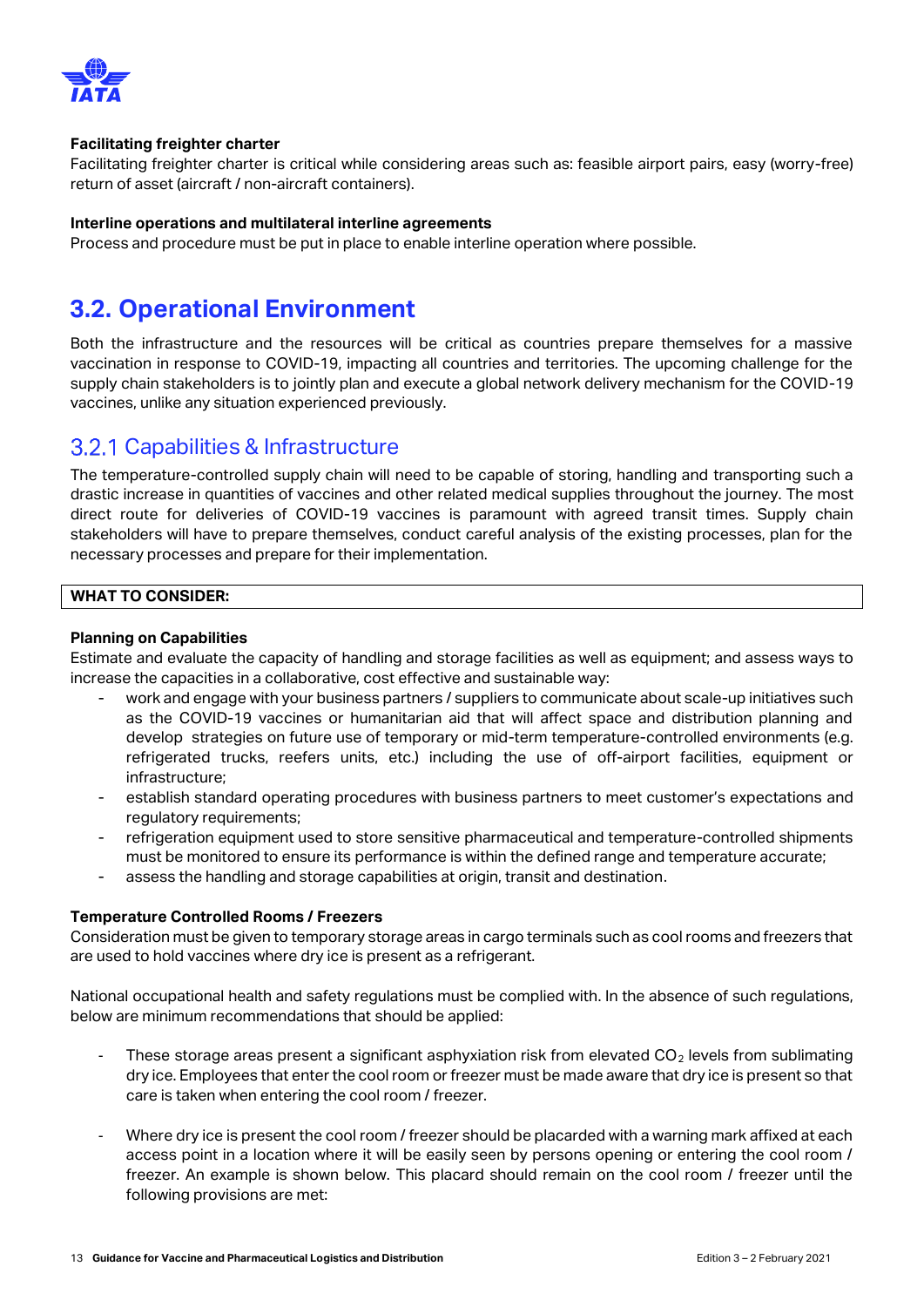**Facilitating freighter charter**
Facilitating freighter charter is critical while considering areas such as: feasible airport pairs, easy (worry-free) return of asset (aircraft / non-aircraft containers).

**Interline operations and multilateral interline agreements**
Process and procedure must be put in place to enable interline operation where possible.

## 3.2. Operational Environment

Both the infrastructure and the resources will be critical as countries prepare themselves for a massive vaccination in response to COVID-19, impacting all countries and territories. The upcoming challenge for the supply chain stakeholders is to jointly plan and execute a global network delivery mechanism for the COVID-19 vaccines, unlike any situation experienced previously.

### 3.2.1 Capabilities & Infrastructure

The temperature-controlled supply chain will need to be capable of storing, handling and transporting such a drastic increase in quantities of vaccines and other related medical supplies throughout the journey. The most direct route for deliveries of COVID-19 vaccines is paramount with agreed transit times. Supply chain stakeholders will have to prepare themselves, conduct careful analysis of the existing processes, plan for the necessary processes and prepare for their implementation.

**WHAT TO CONSIDER:**

**Planning on Capabilities**
Estimate and evaluate the capacity of handling and storage facilities as well as equipment; and assess ways to increase the capacities in a collaborative, cost effective and sustainable way:

- work and engage with your business partners / suppliers to communicate about scale-up initiatives such as the COVID-19 vaccines or humanitarian aid that will affect space and distribution planning and develop strategies on future use of temporary or mid-term temperature-controlled environments (e.g. refrigerated trucks, reefers units, etc.) including the use of off-airport facilities, equipment or infrastructure;
- establish standard operating procedures with business partners to meet customer's expectations and regulatory requirements;
- refrigeration equipment used to store sensitive pharmaceutical and temperature-controlled shipments must be monitored to ensure its performance is within the defined range and temperature accurate;
- assess the handling and storage capabilities at origin, transit and destination.

**Temperature Controlled Rooms / Freezers**
Consideration must be given to temporary storage areas in cargo terminals such as cool rooms and freezers that are used to hold vaccines where dry ice is present as a refrigerant.

National occupational health and safety regulations must be complied with. In the absence of such regulations, below are minimum recommendations that should be applied:

- These storage areas present a significant asphyxiation risk from elevated $CO_2$ levels from sublimating dry ice. Employees that enter the cool room or freezer must be made aware that dry ice is present so that care is taken when entering the cool room / freezer.

- Where dry ice is present the cool room / freezer should be placarded with a warning mark affixed at each access point in a location where it will be easily seen by persons opening or entering the cool room / freezer. An example is shown below. This placard should remain on the cool room / freezer until the following provisions are met: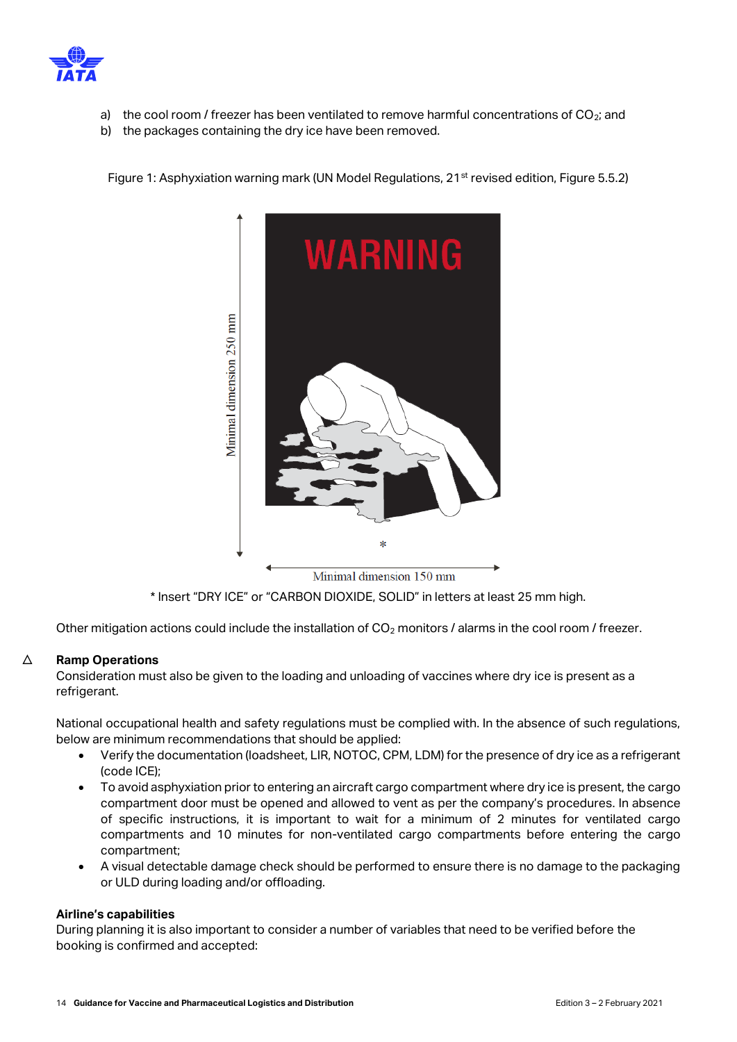a) the cool room / freezer has been ventilated to remove harmful concentrations of $CO_2$; and
b) the packages containing the dry ice have been removed.

Figure 1: Asphyxiation warning mark (UN Model Regulations, 21st revised edition, Figure 5.5.2)

* Insert "DRY ICE" or "CARBON DIOXIDE, SOLID" in letters at least 25 mm high.

Other mitigation actions could include the installation of $CO_2$ monitors / alarms in the cool room / freezer.

### △ Ramp Operations

Consideration must also be given to the loading and unloading of vaccines where dry ice is present as a refrigerant.

National occupational health and safety regulations must be complied with. In the absence of such regulations, below are minimum recommendations that should be applied:

- Verify the documentation (loadsheet, LIR, NOTOC, CPM, LDM) for the presence of dry ice as a refrigerant (code ICE);
- To avoid asphyxiation prior to entering an aircraft cargo compartment where dry ice is present, the cargo compartment door must be opened and allowed to vent as per the company's procedures. In absence of specific instructions, it is important to wait for a minimum of 2 minutes for ventilated cargo compartments and 10 minutes for non-ventilated cargo compartments before entering the cargo compartment;
- A visual detectable damage check should be performed to ensure there is no damage to the packaging or ULD during loading and/or offloading.

### Airline's capabilities

During planning it is also important to consider a number of variables that need to be verified before the booking is confirmed and accepted: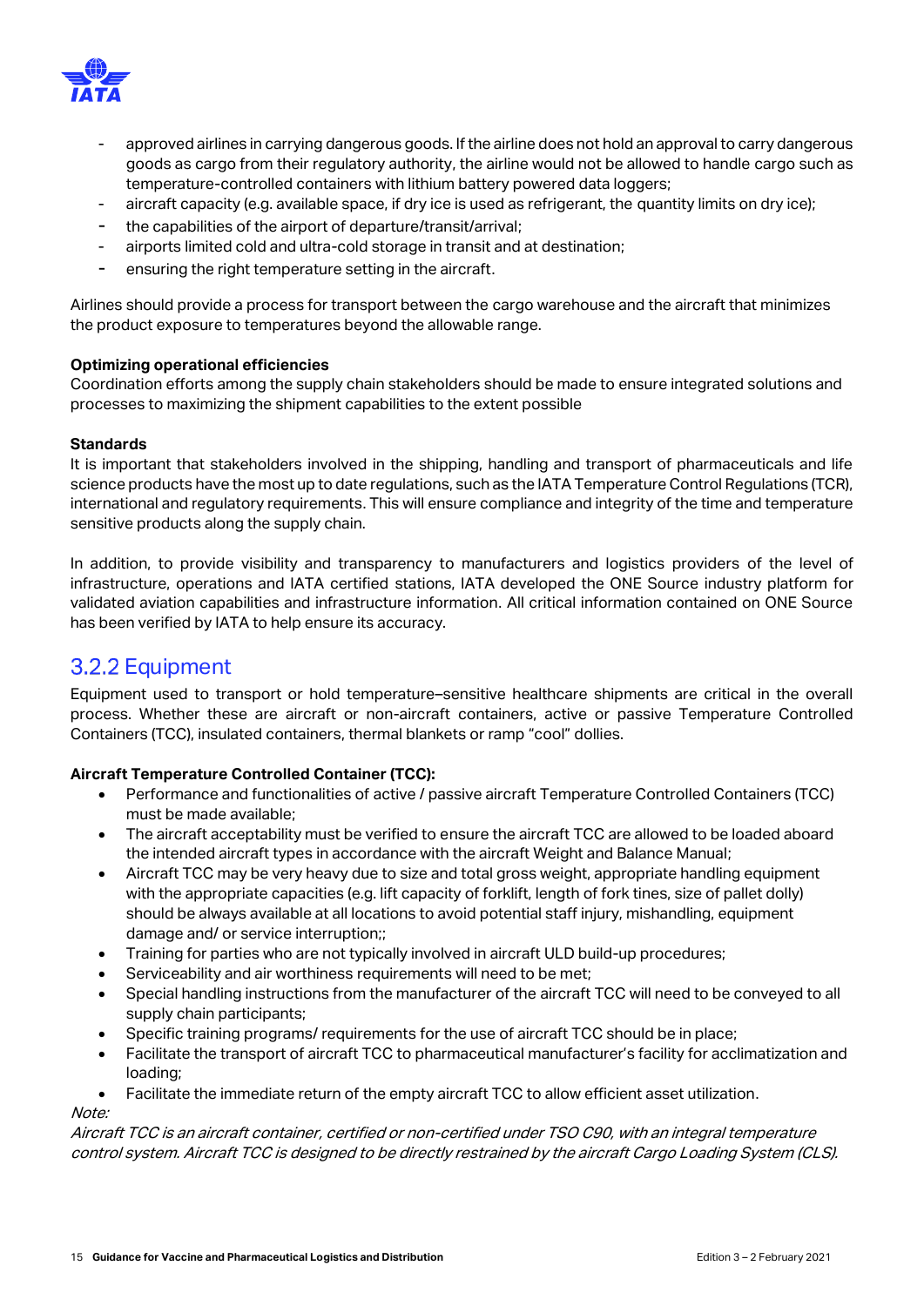- approved airlines in carrying dangerous goods. If the airline does not hold an approval to carry dangerous goods as cargo from their regulatory authority, the airline would not be allowed to handle cargo such as temperature-controlled containers with lithium battery powered data loggers;
- aircraft capacity (e.g. available space, if dry ice is used as refrigerant, the quantity limits on dry ice);
- the capabilities of the airport of departure/transit/arrival;
- airports limited cold and ultra-cold storage in transit and at destination;
- ensuring the right temperature setting in the aircraft.

Airlines should provide a process for transport between the cargo warehouse and the aircraft that minimizes the product exposure to temperatures beyond the allowable range.

**Optimizing operational efficiencies**
Coordination efforts among the supply chain stakeholders should be made to ensure integrated solutions and processes to maximizing the shipment capabilities to the extent possible

**Standards**
It is important that stakeholders involved in the shipping, handling and transport of pharmaceuticals and life science products have the most up to date regulations, such as the IATA Temperature Control Regulations (TCR), international and regulatory requirements. This will ensure compliance and integrity of the time and temperature sensitive products along the supply chain.

In addition, to provide visibility and transparency to manufacturers and logistics providers of the level of infrastructure, operations and IATA certified stations, IATA developed the ONE Source industry platform for validated aviation capabilities and infrastructure information. All critical information contained on ONE Source has been verified by IATA to help ensure its accuracy.

## 3.2.2 Equipment

Equipment used to transport or hold temperature–sensitive healthcare shipments are critical in the overall process. Whether these are aircraft or non-aircraft containers, active or passive Temperature Controlled Containers (TCC), insulated containers, thermal blankets or ramp "cool" dollies.

**Aircraft Temperature Controlled Container (TCC):**

- Performance and functionalities of active / passive aircraft Temperature Controlled Containers (TCC) must be made available;
- The aircraft acceptability must be verified to ensure the aircraft TCC are allowed to be loaded aboard the intended aircraft types in accordance with the aircraft Weight and Balance Manual;
- Aircraft TCC may be very heavy due to size and total gross weight, appropriate handling equipment with the appropriate capacities (e.g. lift capacity of forklift, length of fork tines, size of pallet dolly) should be always available at all locations to avoid potential staff injury, mishandling, equipment damage and/ or service interruption;;
- Training for parties who are not typically involved in aircraft ULD build-up procedures;
- Serviceability and air worthiness requirements will need to be met;
- Special handling instructions from the manufacturer of the aircraft TCC will need to be conveyed to all supply chain participants;
- Specific training programs/ requirements for the use of aircraft TCC should be in place;
- Facilitate the transport of aircraft TCC to pharmaceutical manufacturer's facility for acclimatization and loading;
- Facilitate the immediate return of the empty aircraft TCC to allow efficient asset utilization.

*Note:*
*Aircraft TCC is an aircraft container, certified or non-certified under TSO C90, with an integral temperature control system. Aircraft TCC is designed to be directly restrained by the aircraft Cargo Loading System (CLS).*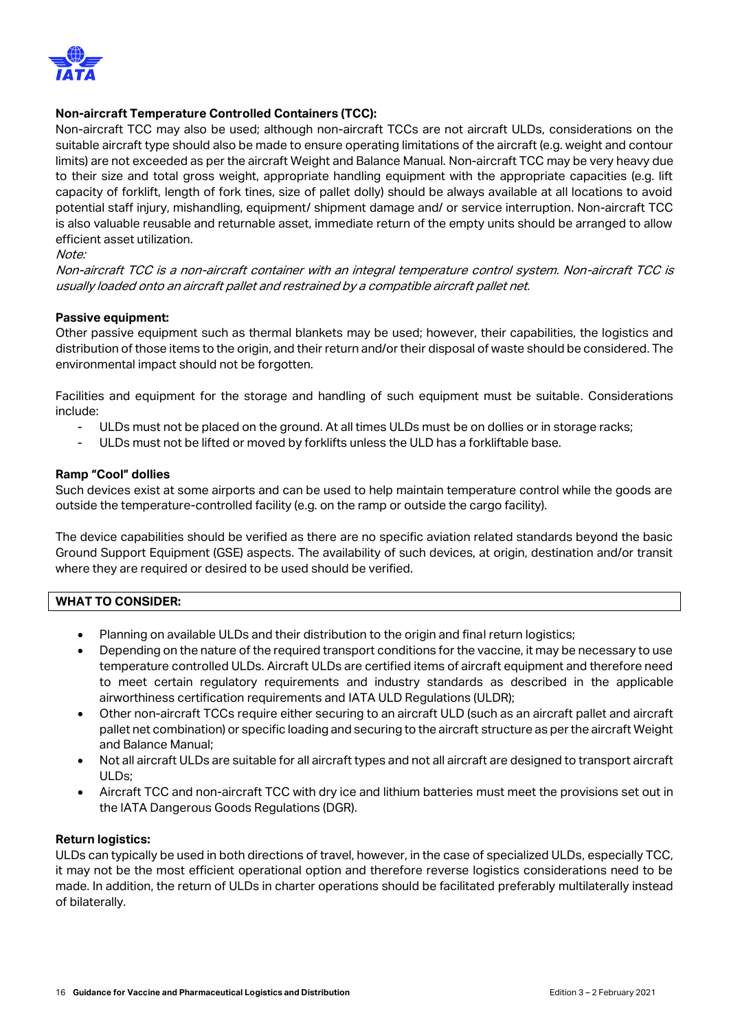**Non-aircraft Temperature Controlled Containers (TCC):**

Non-aircraft TCC may also be used; although non-aircraft TCCs are not aircraft ULDs, considerations on the suitable aircraft type should also be made to ensure operating limitations of the aircraft (e.g. weight and contour limits) are not exceeded as per the aircraft Weight and Balance Manual. Non-aircraft TCC may be very heavy due to their size and total gross weight, appropriate handling equipment with the appropriate capacities (e.g. lift capacity of forklift, length of fork tines, size of pallet dolly) should be always available at all locations to avoid potential staff injury, mishandling, equipment/ shipment damage and/ or service interruption. Non-aircraft TCC is also valuable reusable and returnable asset, immediate return of the empty units should be arranged to allow efficient asset utilization.

*Note:*

*Non-aircraft TCC is a non-aircraft container with an integral temperature control system. Non-aircraft TCC is usually loaded onto an aircraft pallet and restrained by a compatible aircraft pallet net.*

**Passive equipment:**

Other passive equipment such as thermal blankets may be used; however, their capabilities, the logistics and distribution of those items to the origin, and their return and/or their disposal of waste should be considered. The environmental impact should not be forgotten.

Facilities and equipment for the storage and handling of such equipment must be suitable. Considerations include:

- ULDs must not be placed on the ground. At all times ULDs must be on dollies or in storage racks;
- ULDs must not be lifted or moved by forklifts unless the ULD has a forkliftable base.

**Ramp "Cool" dollies**

Such devices exist at some airports and can be used to help maintain temperature control while the goods are outside the temperature-controlled facility (e.g. on the ramp or outside the cargo facility).

The device capabilities should be verified as there are no specific aviation related standards beyond the basic Ground Support Equipment (GSE) aspects. The availability of such devices, at origin, destination and/or transit where they are required or desired to be used should be verified.

**WHAT TO CONSIDER:**

- Planning on available ULDs and their distribution to the origin and final return logistics;
- Depending on the nature of the required transport conditions for the vaccine, it may be necessary to use temperature controlled ULDs. Aircraft ULDs are certified items of aircraft equipment and therefore need to meet certain regulatory requirements and industry standards as described in the applicable airworthiness certification requirements and IATA ULD Regulations (ULDR);
- Other non-aircraft TCCs require either securing to an aircraft ULD (such as an aircraft pallet and aircraft pallet net combination) or specific loading and securing to the aircraft structure as per the aircraft Weight and Balance Manual;
- Not all aircraft ULDs are suitable for all aircraft types and not all aircraft are designed to transport aircraft ULDs;
- Aircraft TCC and non-aircraft TCC with dry ice and lithium batteries must meet the provisions set out in the IATA Dangerous Goods Regulations (DGR).

**Return logistics:**

ULDs can typically be used in both directions of travel, however, in the case of specialized ULDs, especially TCC, it may not be the most efficient operational option and therefore reverse logistics considerations need to be made. In addition, the return of ULDs in charter operations should be facilitated preferably multilaterally instead of bilaterally.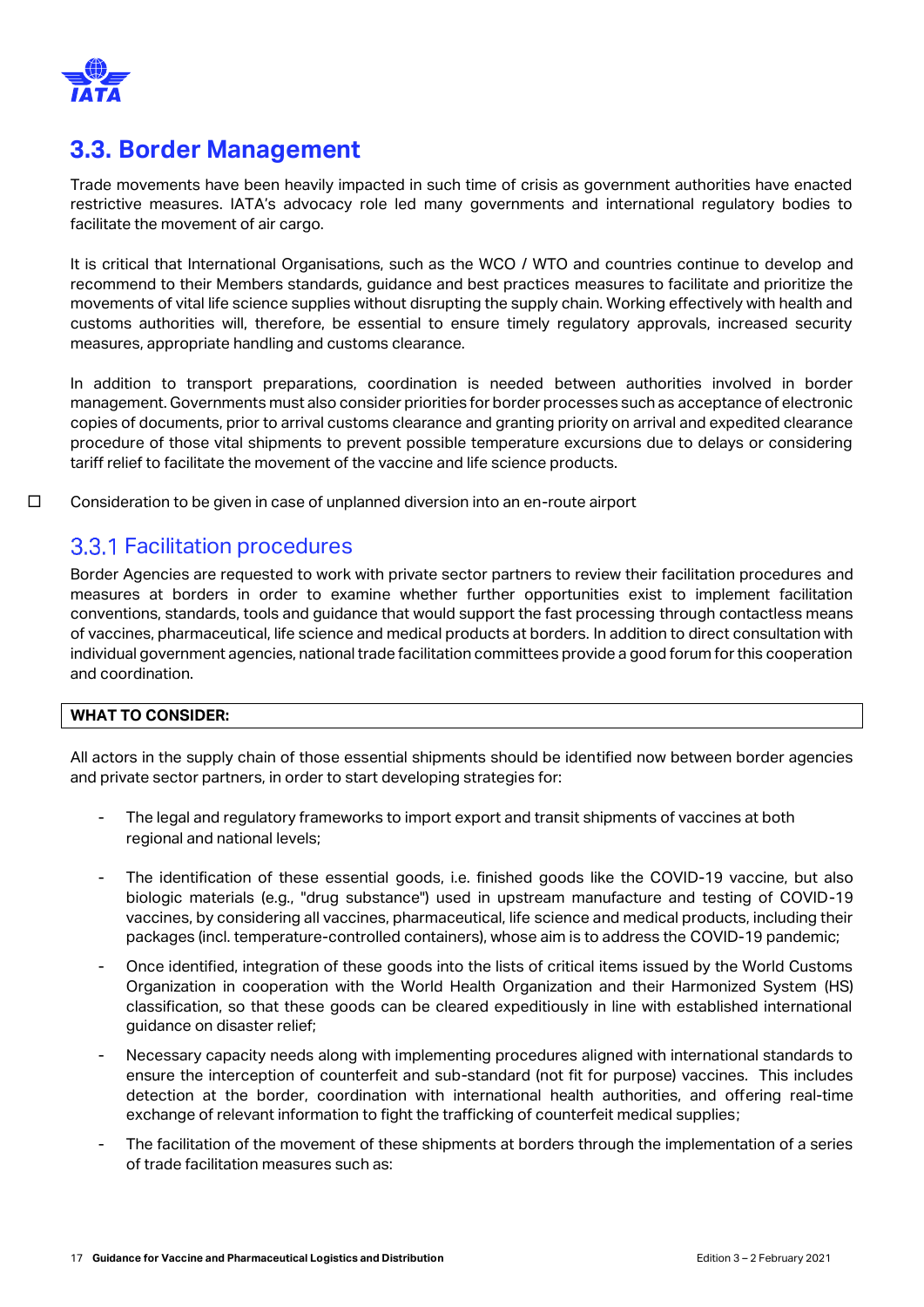## 3.3. Border Management

Trade movements have been heavily impacted in such time of crisis as government authorities have enacted restrictive measures. IATA's advocacy role led many governments and international regulatory bodies to facilitate the movement of air cargo.

It is critical that International Organisations, such as the WCO / WTO and countries continue to develop and recommend to their Members standards, guidance and best practices measures to facilitate and prioritize the movements of vital life science supplies without disrupting the supply chain. Working effectively with health and customs authorities will, therefore, be essential to ensure timely regulatory approvals, increased security measures, appropriate handling and customs clearance.

In addition to transport preparations, coordination is needed between authorities involved in border management. Governments must also consider priorities for border processes such as acceptance of electronic copies of documents, prior to arrival customs clearance and granting priority on arrival and expedited clearance procedure of those vital shipments to prevent possible temperature excursions due to delays or considering tariff relief to facilitate the movement of the vaccine and life science products.

- [ ] Consideration to be given in case of unplanned diversion into an en-route airport

### 3.3.1 Facilitation procedures

Border Agencies are requested to work with private sector partners to review their facilitation procedures and measures at borders in order to examine whether further opportunities exist to implement facilitation conventions, standards, tools and guidance that would support the fast processing through contactless means of vaccines, pharmaceutical, life science and medical products at borders. In addition to direct consultation with individual government agencies, national trade facilitation committees provide a good forum for this cooperation and coordination.

| WHAT TO CONSIDER: |
|---|

All actors in the supply chain of those essential shipments should be identified now between border agencies and private sector partners, in order to start developing strategies for:

- The legal and regulatory frameworks to import export and transit shipments of vaccines at both regional and national levels;
- The identification of these essential goods, i.e. finished goods like the COVID-19 vaccine, but also biologic materials (e.g., "drug substance") used in upstream manufacture and testing of COVID-19 vaccines, by considering all vaccines, pharmaceutical, life science and medical products, including their packages (incl. temperature-controlled containers), whose aim is to address the COVID-19 pandemic;
- Once identified, integration of these goods into the lists of critical items issued by the World Customs Organization in cooperation with the World Health Organization and their Harmonized System (HS) classification, so that these goods can be cleared expeditiously in line with established international guidance on disaster relief;
- Necessary capacity needs along with implementing procedures aligned with international standards to ensure the interception of counterfeit and sub-standard (not fit for purpose) vaccines. This includes detection at the border, coordination with international health authorities, and offering real-time exchange of relevant information to fight the trafficking of counterfeit medical supplies;
- The facilitation of the movement of these shipments at borders through the implementation of a series of trade facilitation measures such as: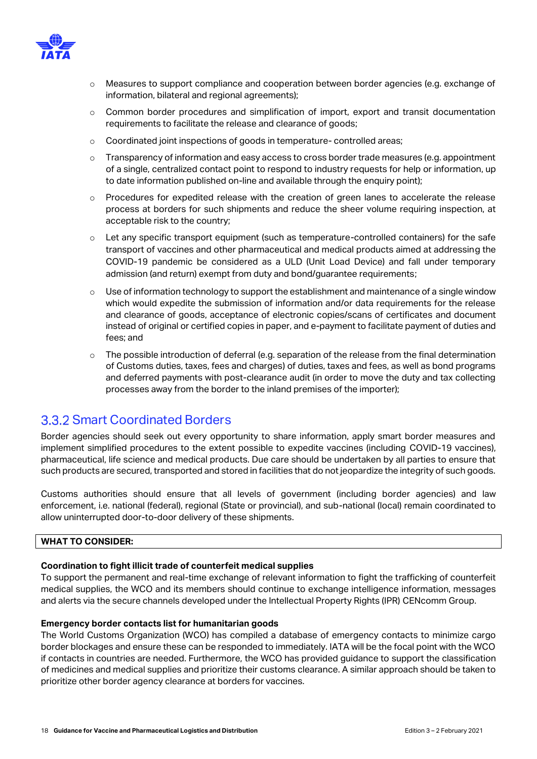- Measures to support compliance and cooperation between border agencies (e.g. exchange of information, bilateral and regional agreements);
- Common border procedures and simplification of import, export and transit documentation requirements to facilitate the release and clearance of goods;
- Coordinated joint inspections of goods in temperature- controlled areas;
- Transparency of information and easy access to cross border trade measures (e.g. appointment of a single, centralized contact point to respond to industry requests for help or information, up to date information published on-line and available through the enquiry point);
- Procedures for expedited release with the creation of green lanes to accelerate the release process at borders for such shipments and reduce the sheer volume requiring inspection, at acceptable risk to the country;
- Let any specific transport equipment (such as temperature-controlled containers) for the safe transport of vaccines and other pharmaceutical and medical products aimed at addressing the COVID-19 pandemic be considered as a ULD (Unit Load Device) and fall under temporary admission (and return) exempt from duty and bond/guarantee requirements;
- Use of information technology to support the establishment and maintenance of a single window which would expedite the submission of information and/or data requirements for the release and clearance of goods, acceptance of electronic copies/scans of certificates and document instead of original or certified copies in paper, and e-payment to facilitate payment of duties and fees; and
- The possible introduction of deferral (e.g. separation of the release from the final determination of Customs duties, taxes, fees and charges) of duties, taxes and fees, as well as bond programs and deferred payments with post-clearance audit (in order to move the duty and tax collecting processes away from the border to the inland premises of the importer);

### 3.3.2 Smart Coordinated Borders

Border agencies should seek out every opportunity to share information, apply smart border measures and implement simplified procedures to the extent possible to expedite vaccines (including COVID-19 vaccines), pharmaceutical, life science and medical products. Due care should be undertaken by all parties to ensure that such products are secured, transported and stored in facilities that do not jeopardize the integrity of such goods.

Customs authorities should ensure that all levels of government (including border agencies) and law enforcement, i.e. national (federal), regional (State or provincial), and sub-national (local) remain coordinated to allow uninterrupted door-to-door delivery of these shipments.

**WHAT TO CONSIDER:**

**Coordination to fight illicit trade of counterfeit medical supplies**
To support the permanent and real-time exchange of relevant information to fight the trafficking of counterfeit medical supplies, the WCO and its members should continue to exchange intelligence information, messages and alerts via the secure channels developed under the Intellectual Property Rights (IPR) CENcomm Group.

**Emergency border contacts list for humanitarian goods**
The World Customs Organization (WCO) has compiled a database of emergency contacts to minimize cargo border blockages and ensure these can be responded to immediately. IATA will be the focal point with the WCO if contacts in countries are needed. Furthermore, the WCO has provided guidance to support the classification of medicines and medical supplies and prioritize their customs clearance. A similar approach should be taken to prioritize other border agency clearance at borders for vaccines.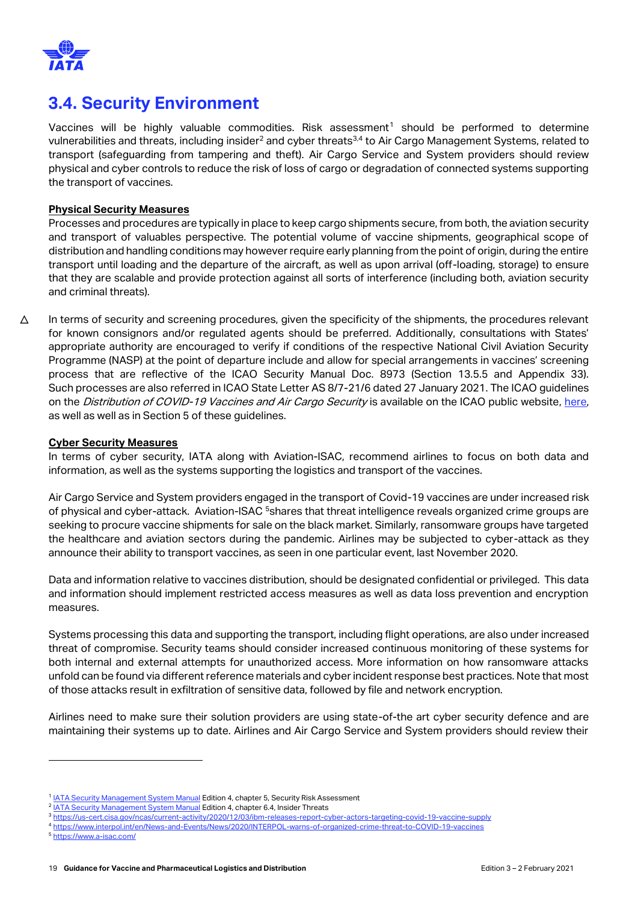## 3.4. Security Environment

Vaccines will be highly valuable commodities. Risk assessment[1] should be performed to determine vulnerabilities and threats, including insider[2] and cyber threats[3,4] to Air Cargo Management Systems, related to transport (safeguarding from tampering and theft). Air Cargo Service and System providers should review physical and cyber controls to reduce the risk of loss of cargo or degradation of connected systems supporting the transport of vaccines.

**Physical Security Measures**

Processes and procedures are typically in place to keep cargo shipments secure, from both, the aviation security and transport of valuables perspective. The potential volume of vaccine shipments, geographical scope of distribution and handling conditions may however require early planning from the point of origin, during the entire transport until loading and the departure of the aircraft, as well as upon arrival (off-loading, storage) to ensure that they are scalable and provide protection against all sorts of interference (including both, aviation security and criminal threats).

△ In terms of security and screening procedures, given the specificity of the shipments, the procedures relevant for known consignors and/or regulated agents should be preferred. Additionally, consultations with States' appropriate authority are encouraged to verify if conditions of the respective National Civil Aviation Security Programme (NASP) at the point of departure include and allow for special arrangements in vaccines' screening process that are reflective of the ICAO Security Manual Doc. 8973 (Section 13.5.5 and Appendix 33). Such processes are also referred in ICAO State Letter AS 8/7-21/6 dated 27 January 2021. The ICAO guidelines on the *Distribution of COVID-19 Vaccines and Air Cargo Security* is available on the ICAO public website, here, as well as well as in Section 5 of these guidelines.

**Cyber Security Measures**

In terms of cyber security, IATA along with Aviation-ISAC, recommend airlines to focus on both data and information, as well as the systems supporting the logistics and transport of the vaccines.

Air Cargo Service and System providers engaged in the transport of Covid-19 vaccines are under increased risk of physical and cyber-attack. Aviation-ISAC [5]shares that threat intelligence reveals organized crime groups are seeking to procure vaccine shipments for sale on the black market. Similarly, ransomware groups have targeted the healthcare and aviation sectors during the pandemic. Airlines may be subjected to cyber-attack as they announce their ability to transport vaccines, as seen in one particular event, last November 2020.

Data and information relative to vaccines distribution, should be designated confidential or privileged. This data and information should implement restricted access measures as well as data loss prevention and encryption measures.

Systems processing this data and supporting the transport, including flight operations, are also under increased threat of compromise. Security teams should consider increased continuous monitoring of these systems for both internal and external attempts for unauthorized access. More information on how ransomware attacks unfold can be found via different reference materials and cyber incident response best practices. Note that most of those attacks result in exfiltration of sensitive data, followed by file and network encryption.

Airlines need to make sure their solution providers are using state-of-the art cyber security defence and are maintaining their systems up to date. Airlines and Air Cargo Service and System providers should review their

---

[1] IATA Security Management System Manual Edition 4, chapter 5, Security Risk Assessment
[2] IATA Security Management System Manual Edition 4, chapter 6.4, Insider Threats
[3] https://us-cert.cisa.gov/ncas/current-activity/2020/12/03/ibm-releases-report-cyber-actors-targeting-covid-19-vaccine-supply
[4] https://www.interpol.int/en/News-and-Events/News/2020/INTERPOL-warns-of-organized-crime-threat-to-COVID-19-vaccines
[5] https://www.a-isac.com/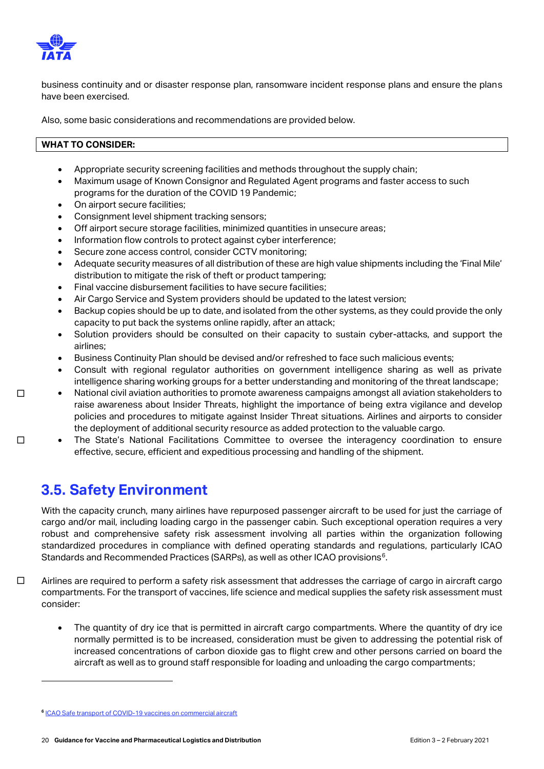business continuity and or disaster response plan, ransomware incident response plans and ensure the plans have been exercised.

Also, some basic considerations and recommendations are provided below.

**WHAT TO CONSIDER:**

- Appropriate security screening facilities and methods throughout the supply chain;
- Maximum usage of Known Consignor and Regulated Agent programs and faster access to such programs for the duration of the COVID 19 Pandemic;
- On airport secure facilities;
- Consignment level shipment tracking sensors;
- Off airport secure storage facilities, minimized quantities in unsecure areas;
- Information flow controls to protect against cyber interference;
- Secure zone access control, consider CCTV monitoring;
- Adequate security measures of all distribution of these are high value shipments including the 'Final Mile' distribution to mitigate the risk of theft or product tampering;
- Final vaccine disbursement facilities to have secure facilities;
- Air Cargo Service and System providers should be updated to the latest version;
- Backup copies should be up to date, and isolated from the other systems, as they could provide the only capacity to put back the systems online rapidly, after an attack;
- Solution providers should be consulted on their capacity to sustain cyber-attacks, and support the airlines;
- Business Continuity Plan should be devised and/or refreshed to face such malicious events;
- Consult with regional regulator authorities on government intelligence sharing as well as private intelligence sharing working groups for a better understanding and monitoring of the threat landscape;
- ☐ National civil aviation authorities to promote awareness campaigns amongst all aviation stakeholders to raise awareness about Insider Threats, highlight the importance of being extra vigilance and develop policies and procedures to mitigate against Insider Threat situations. Airlines and airports to consider the deployment of additional security resource as added protection to the valuable cargo.
- ☐ The State's National Facilitations Committee to oversee the interagency coordination to ensure effective, secure, efficient and expeditious processing and handling of the shipment.

## 3.5. Safety Environment

With the capacity crunch, many airlines have repurposed passenger aircraft to be used for just the carriage of cargo and/or mail, including loading cargo in the passenger cabin. Such exceptional operation requires a very robust and comprehensive safety risk assessment involving all parties within the organization following standardized procedures in compliance with defined operating standards and regulations, particularly ICAO Standards and Recommended Practices (SARPs), as well as other ICAO provisions[6].

☐ Airlines are required to perform a safety risk assessment that addresses the carriage of cargo in aircraft cargo compartments. For the transport of vaccines, life science and medical supplies the safety risk assessment must consider:

- The quantity of dry ice that is permitted in aircraft cargo compartments. Where the quantity of dry ice normally permitted is to be increased, consideration must be given to addressing the potential risk of increased concentrations of carbon dioxide gas to flight crew and other persons carried on board the aircraft as well as to ground staff responsible for loading and unloading the cargo compartments;

[6] ICAO Safe transport of COVID-19 vaccines on commercial aircraft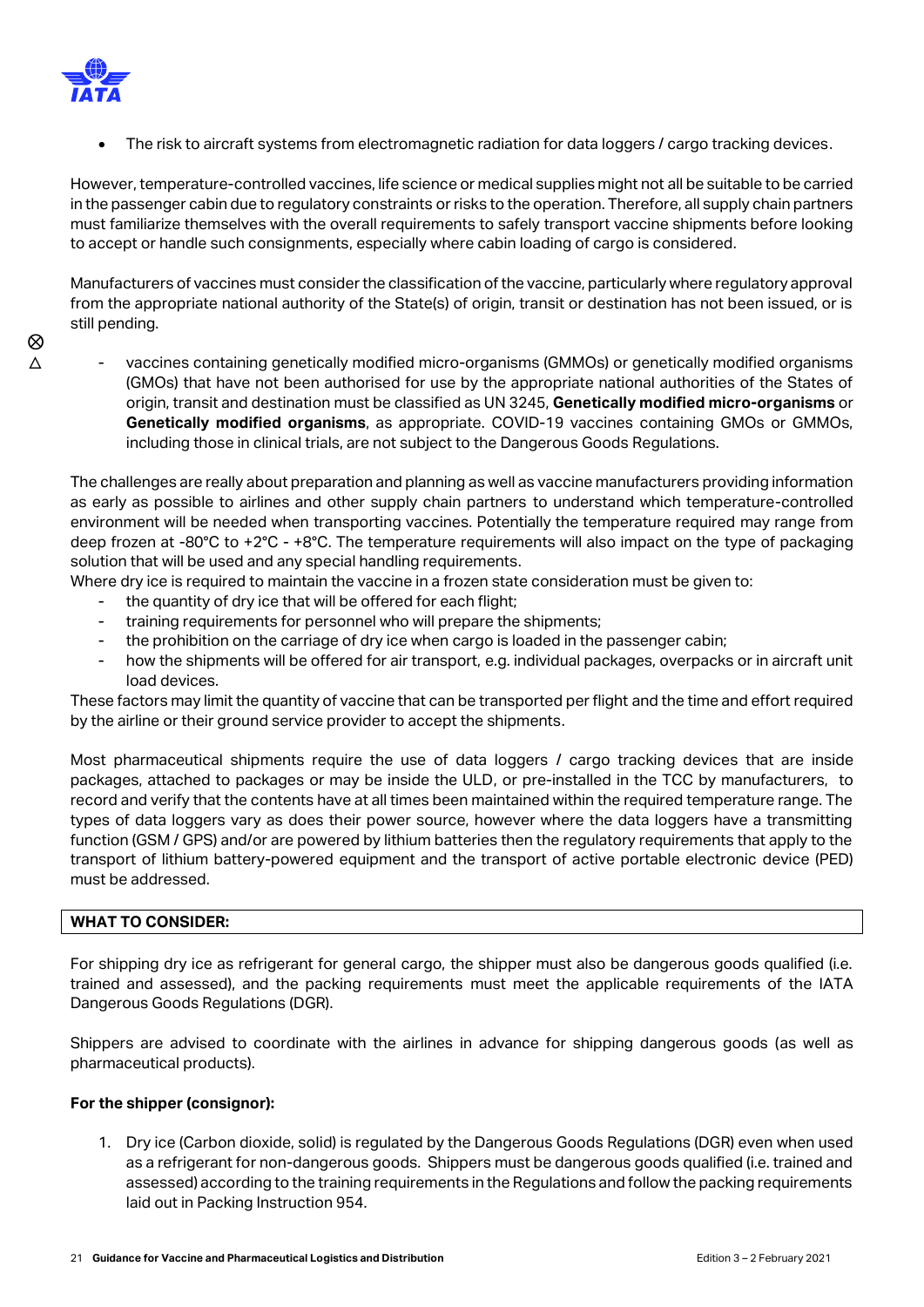- The risk to aircraft systems from electromagnetic radiation for data loggers / cargo tracking devices.

However, temperature-controlled vaccines, life science or medical supplies might not all be suitable to be carried in the passenger cabin due to regulatory constraints or risks to the operation. Therefore, all supply chain partners must familiarize themselves with the overall requirements to safely transport vaccine shipments before looking to accept or handle such consignments, especially where cabin loading of cargo is considered.

Manufacturers of vaccines must consider the classification of the vaccine, particularly where regulatory approval from the appropriate national authority of the State(s) of origin, transit or destination has not been issued, or is still pending.

- vaccines containing genetically modified micro-organisms (GMMOs) or genetically modified organisms (GMOs) that have not been authorised for use by the appropriate national authorities of the States of origin, transit and destination must be classified as UN 3245, **Genetically modified micro-organisms** or **Genetically modified organisms**, as appropriate. COVID-19 vaccines containing GMOs or GMMOs, including those in clinical trials, are not subject to the Dangerous Goods Regulations.

The challenges are really about preparation and planning as well as vaccine manufacturers providing information as early as possible to airlines and other supply chain partners to understand which temperature-controlled environment will be needed when transporting vaccines. Potentially the temperature required may range from deep frozen at -80°C to +2°C - +8°C. The temperature requirements will also impact on the type of packaging solution that will be used and any special handling requirements.

Where dry ice is required to maintain the vaccine in a frozen state consideration must be given to:

- the quantity of dry ice that will be offered for each flight;
- training requirements for personnel who will prepare the shipments;
- the prohibition on the carriage of dry ice when cargo is loaded in the passenger cabin;
- how the shipments will be offered for air transport, e.g. individual packages, overpacks or in aircraft unit load devices.

These factors may limit the quantity of vaccine that can be transported per flight and the time and effort required by the airline or their ground service provider to accept the shipments.

Most pharmaceutical shipments require the use of data loggers / cargo tracking devices that are inside packages, attached to packages or may be inside the ULD, or pre-installed in the TCC by manufacturers, to record and verify that the contents have at all times been maintained within the required temperature range. The types of data loggers vary as does their power source, however where the data loggers have a transmitting function (GSM / GPS) and/or are powered by lithium batteries then the regulatory requirements that apply to the transport of lithium battery-powered equipment and the transport of active portable electronic device (PED) must be addressed.

| **WHAT TO CONSIDER:** |
|---|

For shipping dry ice as refrigerant for general cargo, the shipper must also be dangerous goods qualified (i.e. trained and assessed), and the packing requirements must meet the applicable requirements of the IATA Dangerous Goods Regulations (DGR).

Shippers are advised to coordinate with the airlines in advance for shipping dangerous goods (as well as pharmaceutical products).

**For the shipper (consignor):**

1. Dry ice (Carbon dioxide, solid) is regulated by the Dangerous Goods Regulations (DGR) even when used as a refrigerant for non-dangerous goods. Shippers must be dangerous goods qualified (i.e. trained and assessed) according to the training requirements in the Regulations and follow the packing requirements laid out in Packing Instruction 954.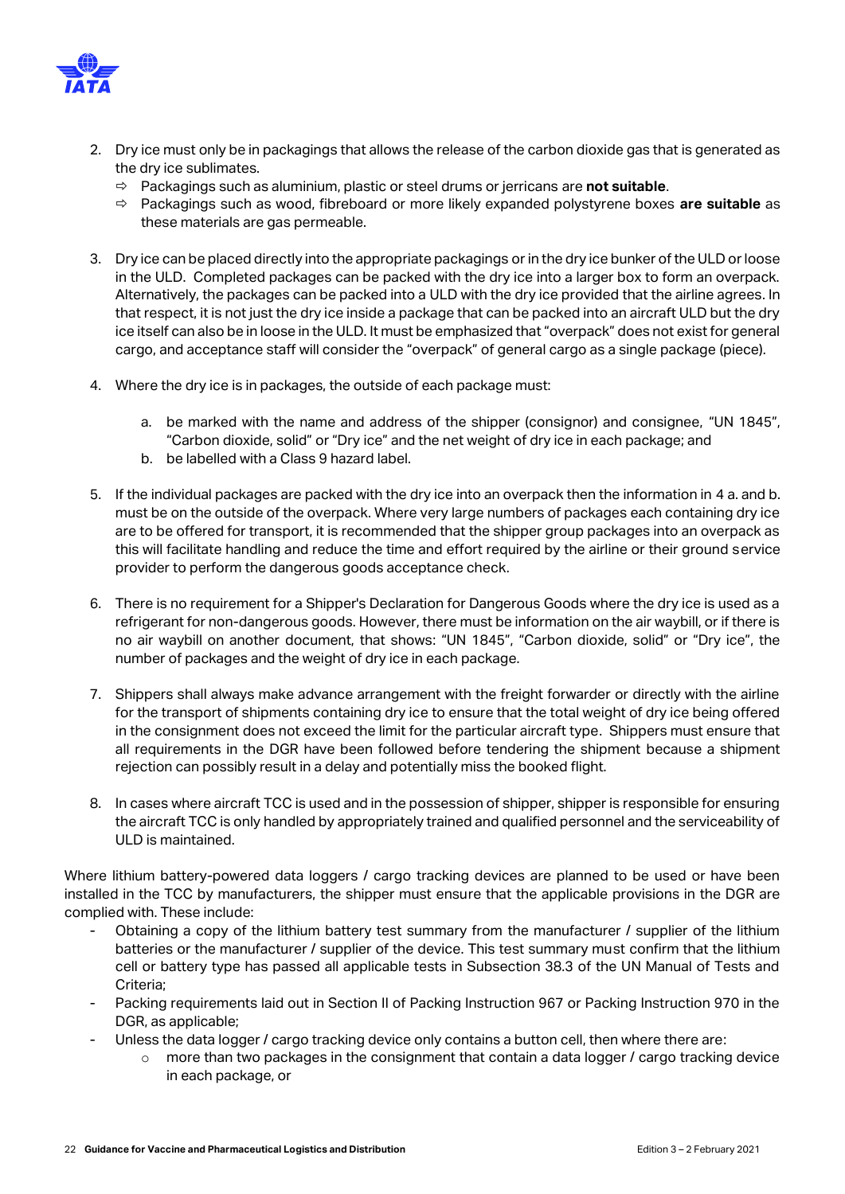2. Dry ice must only be in packagings that allows the release of the carbon dioxide gas that is generated as the dry ice sublimates.
   - ⇨ Packagings such as aluminium, plastic or steel drums or jerricans are **not suitable**.
   - ⇨ Packagings such as wood, fibreboard or more likely expanded polystyrene boxes **are suitable** as these materials are gas permeable.

3. Dry ice can be placed directly into the appropriate packagings or in the dry ice bunker of the ULD or loose in the ULD. Completed packages can be packed with the dry ice into a larger box to form an overpack. Alternatively, the packages can be packed into a ULD with the dry ice provided that the airline agrees. In that respect, it is not just the dry ice inside a package that can be packed into an aircraft ULD but the dry ice itself can also be in loose in the ULD. It must be emphasized that "overpack" does not exist for general cargo, and acceptance staff will consider the "overpack" of general cargo as a single package (piece).

4. Where the dry ice is in packages, the outside of each package must:

   a. be marked with the name and address of the shipper (consignor) and consignee, "UN 1845", "Carbon dioxide, solid" or "Dry ice" and the net weight of dry ice in each package; and
   b. be labelled with a Class 9 hazard label.

5. If the individual packages are packed with the dry ice into an overpack then the information in 4 a. and b. must be on the outside of the overpack. Where very large numbers of packages each containing dry ice are to be offered for transport, it is recommended that the shipper group packages into an overpack as this will facilitate handling and reduce the time and effort required by the airline or their ground service provider to perform the dangerous goods acceptance check.

6. There is no requirement for a Shipper's Declaration for Dangerous Goods where the dry ice is used as a refrigerant for non-dangerous goods. However, there must be information on the air waybill, or if there is no air waybill on another document, that shows: "UN 1845", "Carbon dioxide, solid" or "Dry ice", the number of packages and the weight of dry ice in each package.

7. Shippers shall always make advance arrangement with the freight forwarder or directly with the airline for the transport of shipments containing dry ice to ensure that the total weight of dry ice being offered in the consignment does not exceed the limit for the particular aircraft type. Shippers must ensure that all requirements in the DGR have been followed before tendering the shipment because a shipment rejection can possibly result in a delay and potentially miss the booked flight.

8. In cases where aircraft TCC is used and in the possession of shipper, shipper is responsible for ensuring the aircraft TCC is only handled by appropriately trained and qualified personnel and the serviceability of ULD is maintained.

Where lithium battery-powered data loggers / cargo tracking devices are planned to be used or have been installed in the TCC by manufacturers, the shipper must ensure that the applicable provisions in the DGR are complied with. These include:

- Obtaining a copy of the lithium battery test summary from the manufacturer / supplier of the lithium batteries or the manufacturer / supplier of the device. This test summary must confirm that the lithium cell or battery type has passed all applicable tests in Subsection 38.3 of the UN Manual of Tests and Criteria;
- Packing requirements laid out in Section II of Packing Instruction 967 or Packing Instruction 970 in the DGR, as applicable;
- Unless the data logger / cargo tracking device only contains a button cell, then where there are:
  - more than two packages in the consignment that contain a data logger / cargo tracking device in each package, or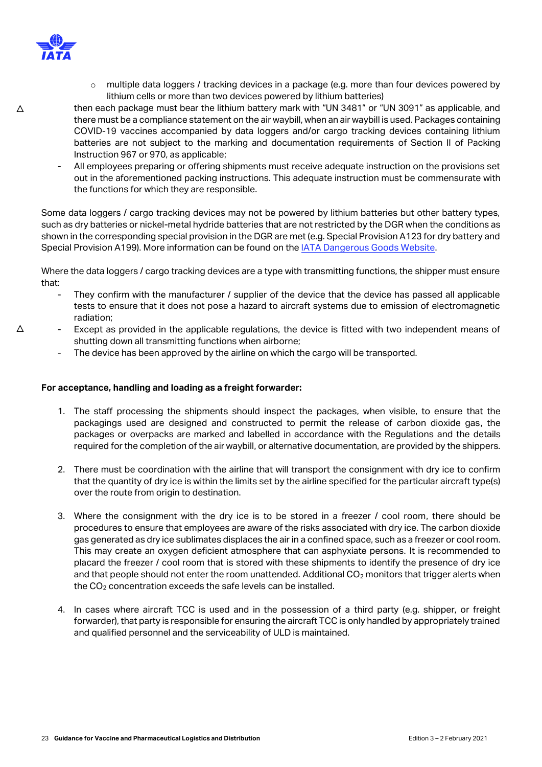- multiple data loggers / tracking devices in a package (e.g. more than four devices powered by lithium cells or more than two devices powered by lithium batteries)

△ then each package must bear the lithium battery mark with "UN 3481" or "UN 3091" as applicable, and there must be a compliance statement on the air waybill, when an air waybill is used. Packages containing COVID-19 vaccines accompanied by data loggers and/or cargo tracking devices containing lithium batteries are not subject to the marking and documentation requirements of Section II of Packing Instruction 967 or 970, as applicable;

- All employees preparing or offering shipments must receive adequate instruction on the provisions set out in the aforementioned packing instructions. This adequate instruction must be commensurate with the functions for which they are responsible.

Some data loggers / cargo tracking devices may not be powered by lithium batteries but other battery types, such as dry batteries or nickel-metal hydride batteries that are not restricted by the DGR when the conditions as shown in the corresponding special provision in the DGR are met (e.g. Special Provision A123 for dry battery and Special Provision A199). More information can be found on the IATA Dangerous Goods Website.

Where the data loggers / cargo tracking devices are a type with transmitting functions, the shipper must ensure that:

- They confirm with the manufacturer / supplier of the device that the device has passed all applicable tests to ensure that it does not pose a hazard to aircraft systems due to emission of electromagnetic radiation;
- △ Except as provided in the applicable regulations, the device is fitted with two independent means of shutting down all transmitting functions when airborne;
- The device has been approved by the airline on which the cargo will be transported.

**For acceptance, handling and loading as a freight forwarder:**

1. The staff processing the shipments should inspect the packages, when visible, to ensure that the packagings used are designed and constructed to permit the release of carbon dioxide gas, the packages or overpacks are marked and labelled in accordance with the Regulations and the details required for the completion of the air waybill, or alternative documentation, are provided by the shippers.

2. There must be coordination with the airline that will transport the consignment with dry ice to confirm that the quantity of dry ice is within the limits set by the airline specified for the particular aircraft type(s) over the route from origin to destination.

3. Where the consignment with the dry ice is to be stored in a freezer / cool room, there should be procedures to ensure that employees are aware of the risks associated with dry ice. The carbon dioxide gas generated as dry ice sublimates displaces the air in a confined space, such as a freezer or cool room. This may create an oxygen deficient atmosphere that can asphyxiate persons. It is recommended to placard the freezer / cool room that is stored with these shipments to identify the presence of dry ice and that people should not enter the room unattended. Additional $CO_2$ monitors that trigger alerts when the $CO_2$ concentration exceeds the safe levels can be installed.

4. In cases where aircraft TCC is used and in the possession of a third party (e.g. shipper, or freight forwarder), that party is responsible for ensuring the aircraft TCC is only handled by appropriately trained and qualified personnel and the serviceability of ULD is maintained.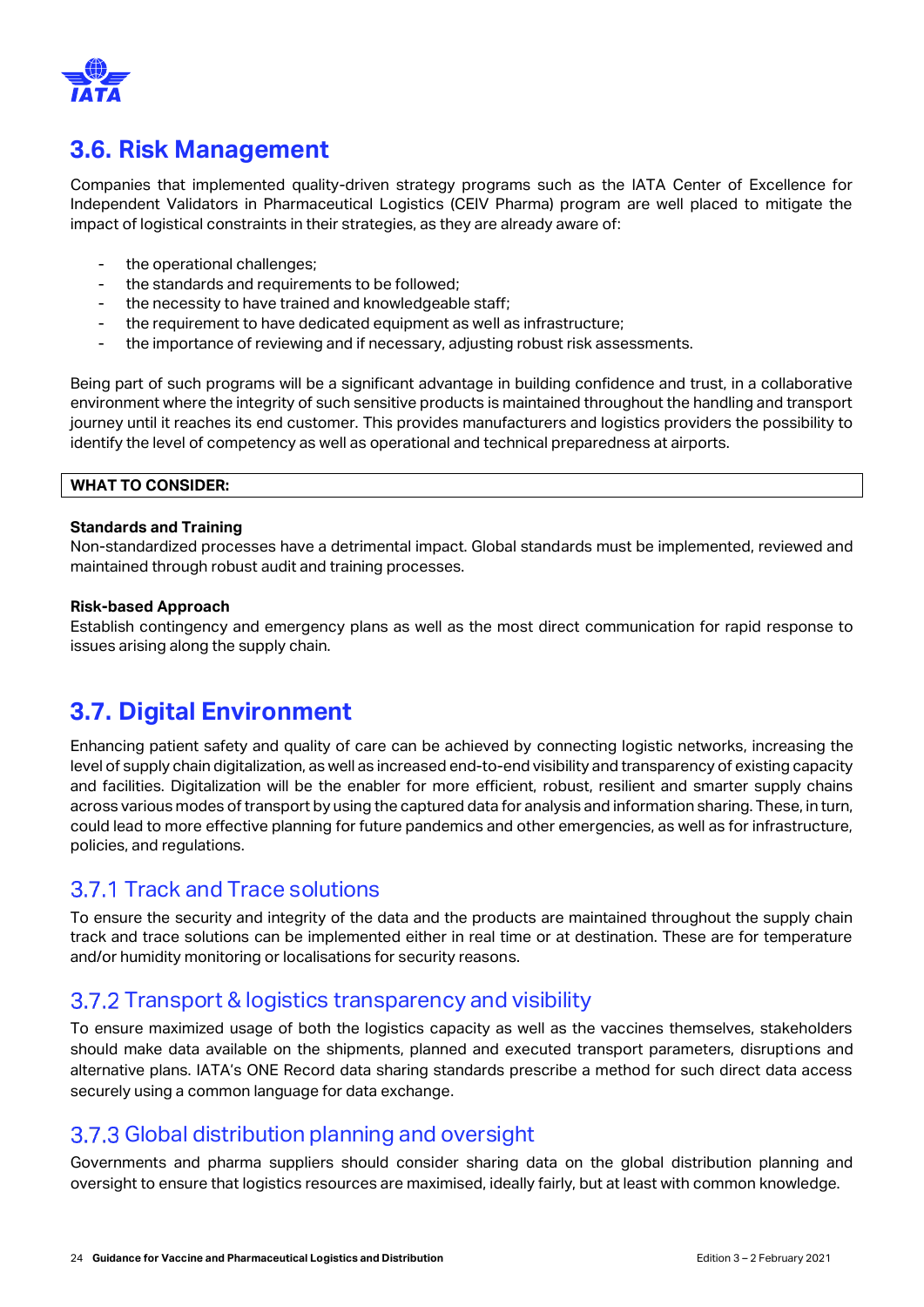## 3.6. Risk Management

Companies that implemented quality-driven strategy programs such as the IATA Center of Excellence for Independent Validators in Pharmaceutical Logistics (CEIV Pharma) program are well placed to mitigate the impact of logistical constraints in their strategies, as they are already aware of:

- the operational challenges;
- the standards and requirements to be followed;
- the necessity to have trained and knowledgeable staff;
- the requirement to have dedicated equipment as well as infrastructure;
- the importance of reviewing and if necessary, adjusting robust risk assessments.

Being part of such programs will be a significant advantage in building confidence and trust, in a collaborative environment where the integrity of such sensitive products is maintained throughout the handling and transport journey until it reaches its end customer. This provides manufacturers and logistics providers the possibility to identify the level of competency as well as operational and technical preparedness at airports.

**WHAT TO CONSIDER:**

**Standards and Training**
Non-standardized processes have a detrimental impact. Global standards must be implemented, reviewed and maintained through robust audit and training processes.

**Risk-based Approach**
Establish contingency and emergency plans as well as the most direct communication for rapid response to issues arising along the supply chain.

## 3.7. Digital Environment

Enhancing patient safety and quality of care can be achieved by connecting logistic networks, increasing the level of supply chain digitalization, as well as increased end-to-end visibility and transparency of existing capacity and facilities. Digitalization will be the enabler for more efficient, robust, resilient and smarter supply chains across various modes of transport by using the captured data for analysis and information sharing. These, in turn, could lead to more effective planning for future pandemics and other emergencies, as well as for infrastructure, policies, and regulations.

### 3.7.1 Track and Trace solutions

To ensure the security and integrity of the data and the products are maintained throughout the supply chain track and trace solutions can be implemented either in real time or at destination. These are for temperature and/or humidity monitoring or localisations for security reasons.

### 3.7.2 Transport & logistics transparency and visibility

To ensure maximized usage of both the logistics capacity as well as the vaccines themselves, stakeholders should make data available on the shipments, planned and executed transport parameters, disruptions and alternative plans. IATA's ONE Record data sharing standards prescribe a method for such direct data access securely using a common language for data exchange.

### 3.7.3 Global distribution planning and oversight

Governments and pharma suppliers should consider sharing data on the global distribution planning and oversight to ensure that logistics resources are maximised, ideally fairly, but at least with common knowledge.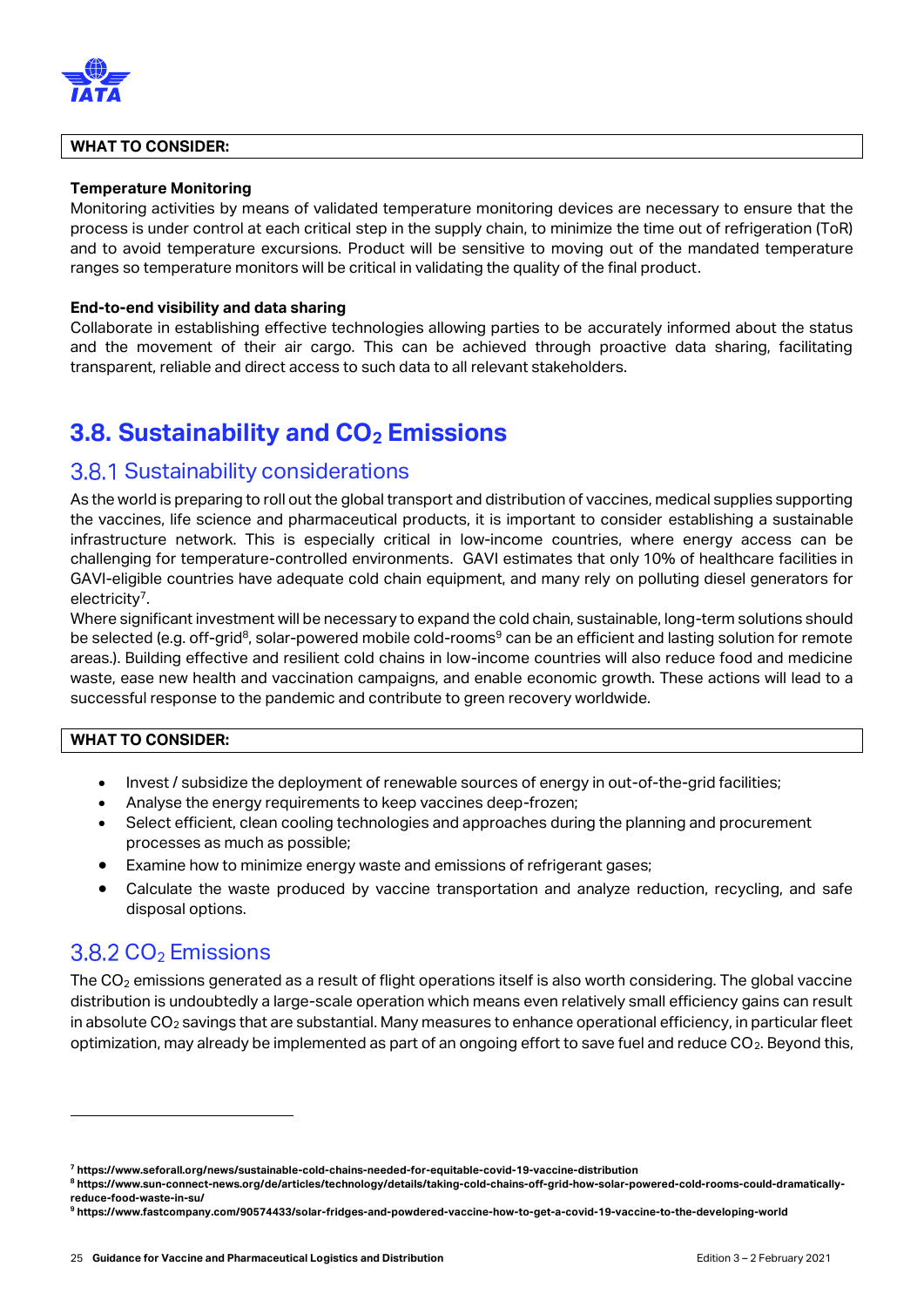**WHAT TO CONSIDER:**

**Temperature Monitoring**

Monitoring activities by means of validated temperature monitoring devices are necessary to ensure that the process is under control at each critical step in the supply chain, to minimize the time out of refrigeration (ToR) and to avoid temperature excursions. Product will be sensitive to moving out of the mandated temperature ranges so temperature monitors will be critical in validating the quality of the final product.

**End-to-end visibility and data sharing**

Collaborate in establishing effective technologies allowing parties to be accurately informed about the status and the movement of their air cargo. This can be achieved through proactive data sharing, facilitating transparent, reliable and direct access to such data to all relevant stakeholders.

# 3.8. Sustainability and $CO_2$ Emissions

## 3.8.1 Sustainability considerations

As the world is preparing to roll out the global transport and distribution of vaccines, medical supplies supporting the vaccines, life science and pharmaceutical products, it is important to consider establishing a sustainable infrastructure network. This is especially critical in low-income countries, where energy access can be challenging for temperature-controlled environments. GAVI estimates that only 10% of healthcare facilities in GAVI-eligible countries have adequate cold chain equipment, and many rely on polluting diesel generators for electricity[7].

Where significant investment will be necessary to expand the cold chain, sustainable, long-term solutions should be selected (e.g. off-grid[8], solar-powered mobile cold-rooms[9] can be an efficient and lasting solution for remote areas.). Building effective and resilient cold chains in low-income countries will also reduce food and medicine waste, ease new health and vaccination campaigns, and enable economic growth. These actions will lead to a successful response to the pandemic and contribute to green recovery worldwide.

**WHAT TO CONSIDER:**

- Invest / subsidize the deployment of renewable sources of energy in out-of-the-grid facilities;
- Analyse the energy requirements to keep vaccines deep-frozen;
- Select efficient, clean cooling technologies and approaches during the planning and procurement processes as much as possible;
- Examine how to minimize energy waste and emissions of refrigerant gases;
- Calculate the waste produced by vaccine transportation and analyze reduction, recycling, and safe disposal options.

## 3.8.2 $CO_2$ Emissions

The $CO_2$ emissions generated as a result of flight operations itself is also worth considering. The global vaccine distribution is undoubtedly a large-scale operation which means even relatively small efficiency gains can result in absolute $CO_2$ savings that are substantial. Many measures to enhance operational efficiency, in particular fleet optimization, may already be implemented as part of an ongoing effort to save fuel and reduce $CO_2$. Beyond this,

---

[7] https://www.seforall.org/news/sustainable-cold-chains-needed-for-equitable-covid-19-vaccine-distribution

[8] https://www.sun-connect-news.org/de/articles/technology/details/taking-cold-chains-off-grid-how-solar-powered-cold-rooms-could-dramatically-reduce-food-waste-in-su/

[9] https://www.fastcompany.com/90574433/solar-fridges-and-powdered-vaccine-how-to-get-a-covid-19-vaccine-to-the-developing-world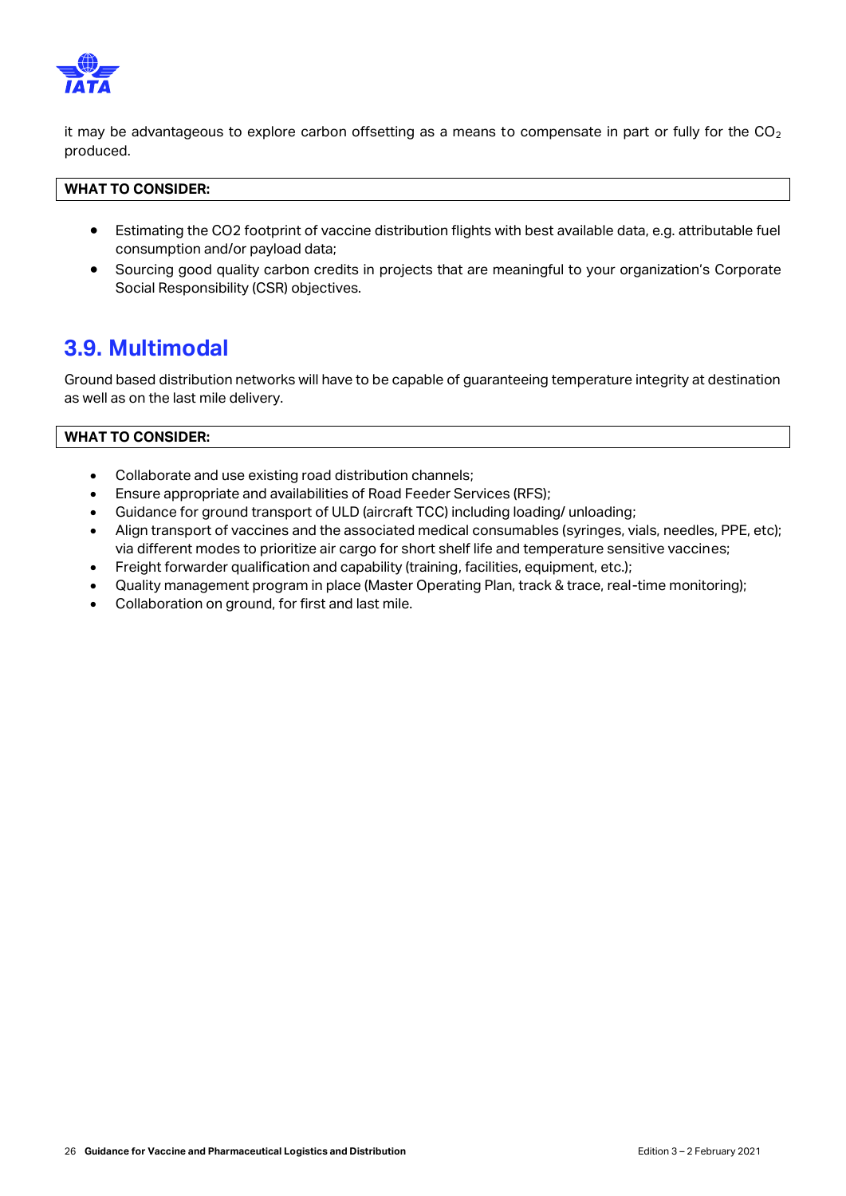it may be advantageous to explore carbon offsetting as a means to compensate in part or fully for the $CO_2$ produced.

**WHAT TO CONSIDER:**

- Estimating the CO2 footprint of vaccine distribution flights with best available data, e.g. attributable fuel consumption and/or payload data;
- Sourcing good quality carbon credits in projects that are meaningful to your organization's Corporate Social Responsibility (CSR) objectives.

## 3.9. Multimodal

Ground based distribution networks will have to be capable of guaranteeing temperature integrity at destination as well as on the last mile delivery.

**WHAT TO CONSIDER:**

- Collaborate and use existing road distribution channels;
- Ensure appropriate and availabilities of Road Feeder Services (RFS);
- Guidance for ground transport of ULD (aircraft TCC) including loading/ unloading;
- Align transport of vaccines and the associated medical consumables (syringes, vials, needles, PPE, etc); via different modes to prioritize air cargo for short shelf life and temperature sensitive vaccines;
- Freight forwarder qualification and capability (training, facilities, equipment, etc.);
- Quality management program in place (Master Operating Plan, track & trace, real-time monitoring);
- Collaboration on ground, for first and last mile.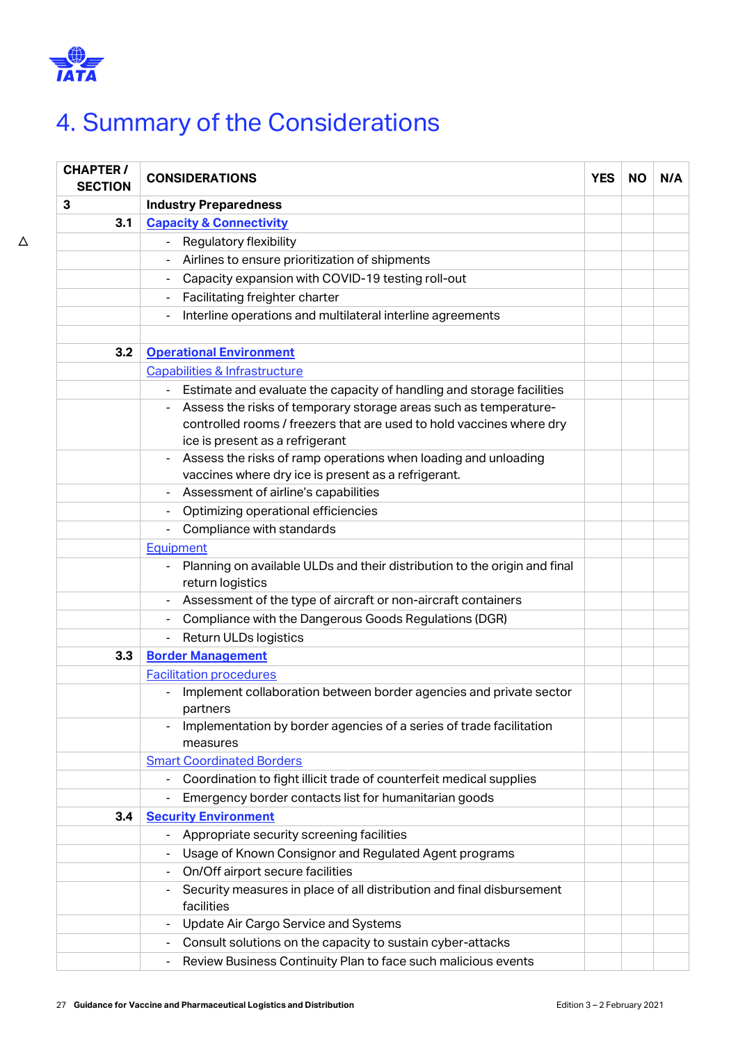# 4. Summary of the Considerations

| CHAPTER / SECTION | CONSIDERATIONS | YES | NO | N/A |
|---|---|---|---|---|
| 3 | **Industry Preparedness** | | | |
| 3.1 | **Capacity & Connectivity** | | | |
| | - Regulatory flexibility | | | |
| | - Airlines to ensure prioritization of shipments | | | |
| | - Capacity expansion with COVID-19 testing roll-out | | | |
| | - Facilitating freighter charter | | | |
| | - Interline operations and multilateral interline agreements | | | |
| | | | | |
| 3.2 | **Operational Environment** | | | |
| | Capabilities & Infrastructure | | | |
| | - Estimate and evaluate the capacity of handling and storage facilities | | | |
| | - Assess the risks of temporary storage areas such as temperature-controlled rooms / freezers that are used to hold vaccines where dry ice is present as a refrigerant | | | |
| | - Assess the risks of ramp operations when loading and unloading vaccines where dry ice is present as a refrigerant. | | | |
| | - Assessment of airline's capabilities | | | |
| | - Optimizing operational efficiencies | | | |
| | - Compliance with standards | | | |
| | Equipment | | | |
| | - Planning on available ULDs and their distribution to the origin and final return logistics | | | |
| | - Assessment of the type of aircraft or non-aircraft containers | | | |
| | - Compliance with the Dangerous Goods Regulations (DGR) | | | |
| | - Return ULDs logistics | | | |
| 3.3 | **Border Management** | | | |
| | Facilitation procedures | | | |
| | - Implement collaboration between border agencies and private sector partners | | | |
| | - Implementation by border agencies of a series of trade facilitation measures | | | |
| | Smart Coordinated Borders | | | |
| | - Coordination to fight illicit trade of counterfeit medical supplies | | | |
| | - Emergency border contacts list for humanitarian goods | | | |
| 3.4 | **Security Environment** | | | |
| | - Appropriate security screening facilities | | | |
| | - Usage of Known Consignor and Regulated Agent programs | | | |
| | - On/Off airport secure facilities | | | |
| | - Security measures in place of all distribution and final disbursement facilities | | | |
| | - Update Air Cargo Service and Systems | | | |
| | - Consult solutions on the capacity to sustain cyber-attacks | | | |
| | - Review Business Continuity Plan to face such malicious events | | | |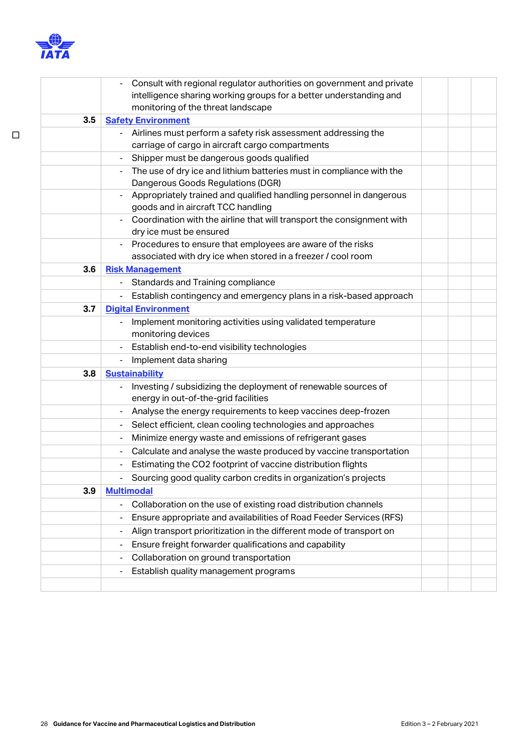| | | | | |
|---|---|---|---|---|
| | - Consult with regional regulator authorities on government and private intelligence sharing working groups for a better understanding and monitoring of the threat landscape | | | |
| 3.5 | **Safety Environment** | | | |
| | - Airlines must perform a safety risk assessment addressing the carriage of cargo in aircraft cargo compartments | | | |
| | - Shipper must be dangerous goods qualified | | | |
| | - The use of dry ice and lithium batteries must in compliance with the Dangerous Goods Regulations (DGR) | | | |
| | - Appropriately trained and qualified handling personnel in dangerous goods and in aircraft TCC handling | | | |
| | - Coordination with the airline that will transport the consignment with dry ice must be ensured | | | |
| | - Procedures to ensure that employees are aware of the risks associated with dry ice when stored in a freezer / cool room | | | |
| 3.6 | **Risk Management** | | | |
| | - Standards and Training compliance | | | |
| | - Establish contingency and emergency plans in a risk-based approach | | | |
| 3.7 | **Digital Environment** | | | |
| | - Implement monitoring activities using validated temperature monitoring devices | | | |
| | - Establish end-to-end visibility technologies | | | |
| | - Implement data sharing | | | |
| 3.8 | **Sustainability** | | | |
| | - Investing / subsidizing the deployment of renewable sources of energy in out-of-the-grid facilities | | | |
| | - Analyse the energy requirements to keep vaccines deep-frozen | | | |
| | - Select efficient, clean cooling technologies and approaches | | | |
| | - Minimize energy waste and emissions of refrigerant gases | | | |
| | - Calculate and analyse the waste produced by vaccine transportation | | | |
| | - Estimating the CO2 footprint of vaccine distribution flights | | | |
| | - Sourcing good quality carbon credits in organization's projects | | | |
| 3.9 | **Multimodal** | | | |
| | - Collaboration on the use of existing road distribution channels | | | |
| | - Ensure appropriate and availabilities of Road Feeder Services (RFS) | | | |
| | - Align transport prioritization in the different mode of transport on | | | |
| | - Ensure freight forwarder qualifications and capability | | | |
| | - Collaboration on ground transportation | | | |
| | - Establish quality management programs | | | |
| | | | | |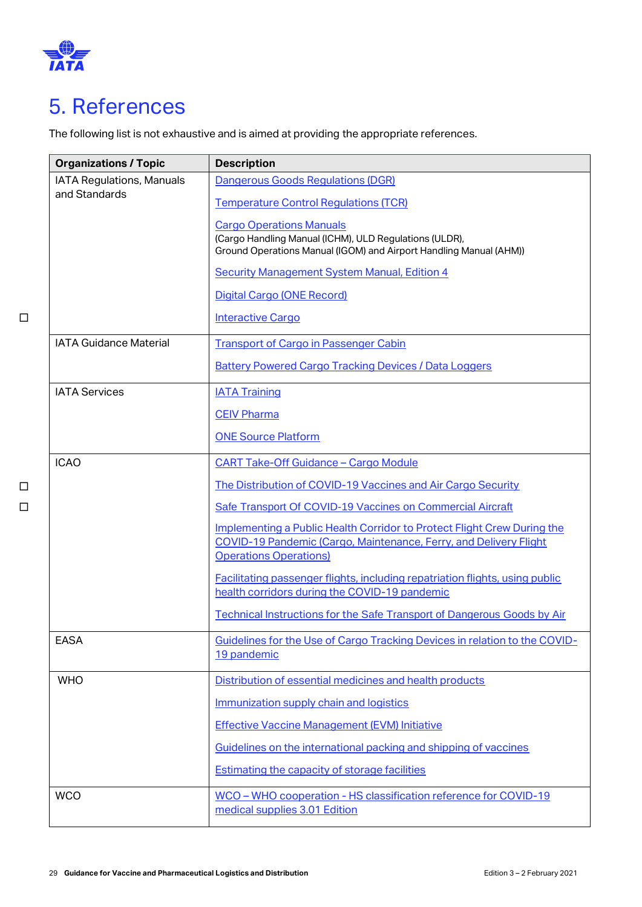# 5. References

The following list is not exhaustive and is aimed at providing the appropriate references.

| Organizations / Topic | Description |
|---|---|
| IATA Regulations, Manuals and Standards | Dangerous Goods Regulations (DGR)<br><br>Temperature Control Regulations (TCR)<br><br>Cargo Operations Manuals<br>(Cargo Handling Manual (ICHM), ULD Regulations (ULDR), Ground Operations Manual (IGOM) and Airport Handling Manual (AHM))<br><br>Security Management System Manual, Edition 4<br><br>Digital Cargo (ONE Record)<br><br>Interactive Cargo |
| IATA Guidance Material | Transport of Cargo in Passenger Cabin<br><br>Battery Powered Cargo Tracking Devices / Data Loggers |
| IATA Services | IATA Training<br><br>CEIV Pharma<br><br>ONE Source Platform |
| ICAO | CART Take-Off Guidance – Cargo Module<br><br>The Distribution of COVID-19 Vaccines and Air Cargo Security<br><br>Safe Transport Of COVID-19 Vaccines on Commercial Aircraft<br><br>Implementing a Public Health Corridor to Protect Flight Crew During the COVID-19 Pandemic (Cargo, Maintenance, Ferry, and Delivery Flight Operations Operations)<br><br>Facilitating passenger flights, including repatriation flights, using public health corridors during the COVID-19 pandemic<br><br>Technical Instructions for the Safe Transport of Dangerous Goods by Air |
| EASA | Guidelines for the Use of Cargo Tracking Devices in relation to the COVID-19 pandemic |
| WHO | Distribution of essential medicines and health products<br><br>Immunization supply chain and logistics<br><br>Effective Vaccine Management (EVM) Initiative<br><br>Guidelines on the international packing and shipping of vaccines<br><br>Estimating the capacity of storage facilities |
| WCO | WCO – WHO cooperation - HS classification reference for COVID-19 medical supplies 3.01 Edition |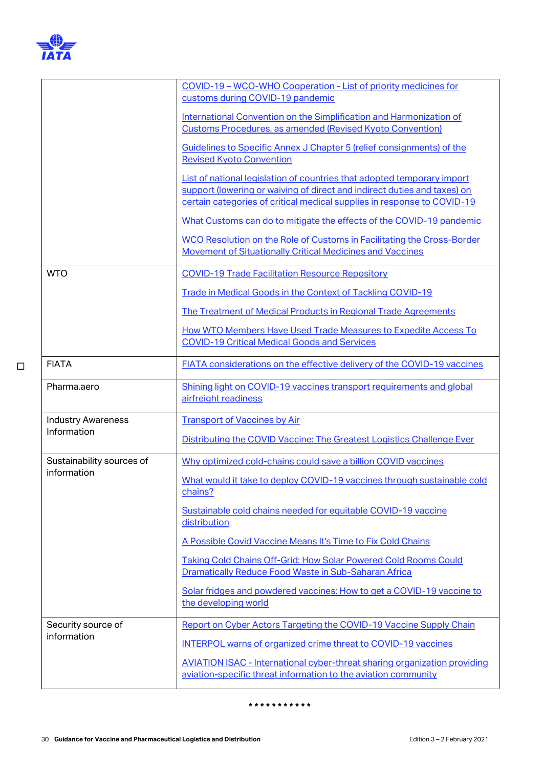| | |
|---|---|
| | COVID-19 – WCO-WHO Cooperation - List of priority medicines for customs during COVID-19 pandemic<br><br>International Convention on the Simplification and Harmonization of Customs Procedures, as amended (Revised Kyoto Convention)<br><br>Guidelines to Specific Annex J Chapter 5 (relief consignments) of the Revised Kyoto Convention<br><br>List of national legislation of countries that adopted temporary import support (lowering or waiving of direct and indirect duties and taxes) on certain categories of critical medical supplies in response to COVID-19<br><br>What Customs can do to mitigate the effects of the COVID-19 pandemic<br><br>WCO Resolution on the Role of Customs in Facilitating the Cross-Border Movement of Situationally Critical Medicines and Vaccines |
| WTO | COVID-19 Trade Facilitation Resource Repository<br><br>Trade in Medical Goods in the Context of Tackling COVID-19<br><br>The Treatment of Medical Products in Regional Trade Agreements<br><br>How WTO Members Have Used Trade Measures to Expedite Access To COVID-19 Critical Medical Goods and Services |
| FIATA | FIATA considerations on the effective delivery of the COVID-19 vaccines |
| Pharma.aero | Shining light on COVID-19 vaccines transport requirements and global airfreight readiness |
| Industry Awareness Information | Transport of Vaccines by Air<br><br>Distributing the COVID Vaccine: The Greatest Logistics Challenge Ever |
| Sustainability sources of information | Why optimized cold-chains could save a billion COVID vaccines<br><br>What would it take to deploy COVID-19 vaccines through sustainable cold chains?<br><br>Sustainable cold chains needed for equitable COVID-19 vaccine distribution<br><br>A Possible Covid Vaccine Means It's Time to Fix Cold Chains<br><br>Taking Cold Chains Off-Grid: How Solar Powered Cold Rooms Could Dramatically Reduce Food Waste in Sub-Saharan Africa<br><br>Solar fridges and powdered vaccines: How to get a COVID-19 vaccine to the developing world |
| Security source of information | Report on Cyber Actors Targeting the COVID-19 Vaccine Supply Chain<br><br>INTERPOL warns of organized crime threat to COVID-19 vaccines<br><br>AVIATION ISAC - International cyber-threat sharing organization providing aviation-specific threat information to the aviation community |

* * * * * * * * * * *